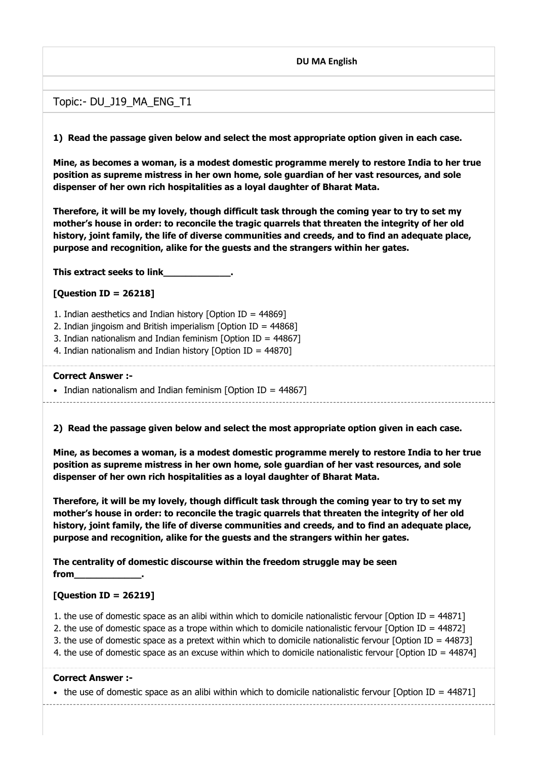**DU MA English**

## Topic:- DU_J19_MA_ENG_T1

**1) Read the passage given below and select the most appropriate option given in each case.**

**Mine, as becomes a woman, is a modest domestic programme merely to restore India to her true position as supreme mistress in her own home, sole guardian of her vast resources, and sole dispenser of her own rich hospitalities as a loyal daughter of Bharat Mata.**

**Therefore, it will be my lovely, though difficult task through the coming year to try to set my mother's house in order: to reconcile the tragic quarrels that threaten the integrity of her old history, joint family, the life of diverse communities and creeds, and to find an adequate place, purpose and recognition, alike for the guests and the strangers within her gates.**

**This extract seeks to link_____________.**

**[Question ID = 26218]**

1. Indian aesthetics and Indian history [Option ID = 44869]
2. Indian jingoism and British imperialism [Option ID = 44868]
3. Indian nationalism and Indian feminism [Option ID = 44867]
4. Indian nationalism and Indian history [Option ID = 44870]

**Correct Answer :-**

- Indian nationalism and Indian feminism [Option ID = 44867]

---

**2) Read the passage given below and select the most appropriate option given in each case.**

**Mine, as becomes a woman, is a modest domestic programme merely to restore India to her true position as supreme mistress in her own home, sole guardian of her vast resources, and sole dispenser of her own rich hospitalities as a loyal daughter of Bharat Mata.**

**Therefore, it will be my lovely, though difficult task through the coming year to try to set my mother's house in order: to reconcile the tragic quarrels that threaten the integrity of her old history, joint family, the life of diverse communities and creeds, and to find an adequate place, purpose and recognition, alike for the guests and the strangers within her gates.**

**The centrality of domestic discourse within the freedom struggle may be seen from_____________.**

**[Question ID = 26219]**

1. the use of domestic space as an alibi within which to domicile nationalistic fervour [Option ID = 44871]
2. the use of domestic space as a trope within which to domicile nationalistic fervour [Option ID = 44872]
3. the use of domestic space as a pretext within which to domicile nationalistic fervour [Option ID = 44873]
4. the use of domestic space as an excuse within which to domicile nationalistic fervour [Option ID = 44874]

**Correct Answer :-**

- the use of domestic space as an alibi within which to domicile nationalistic fervour [Option ID = 44871]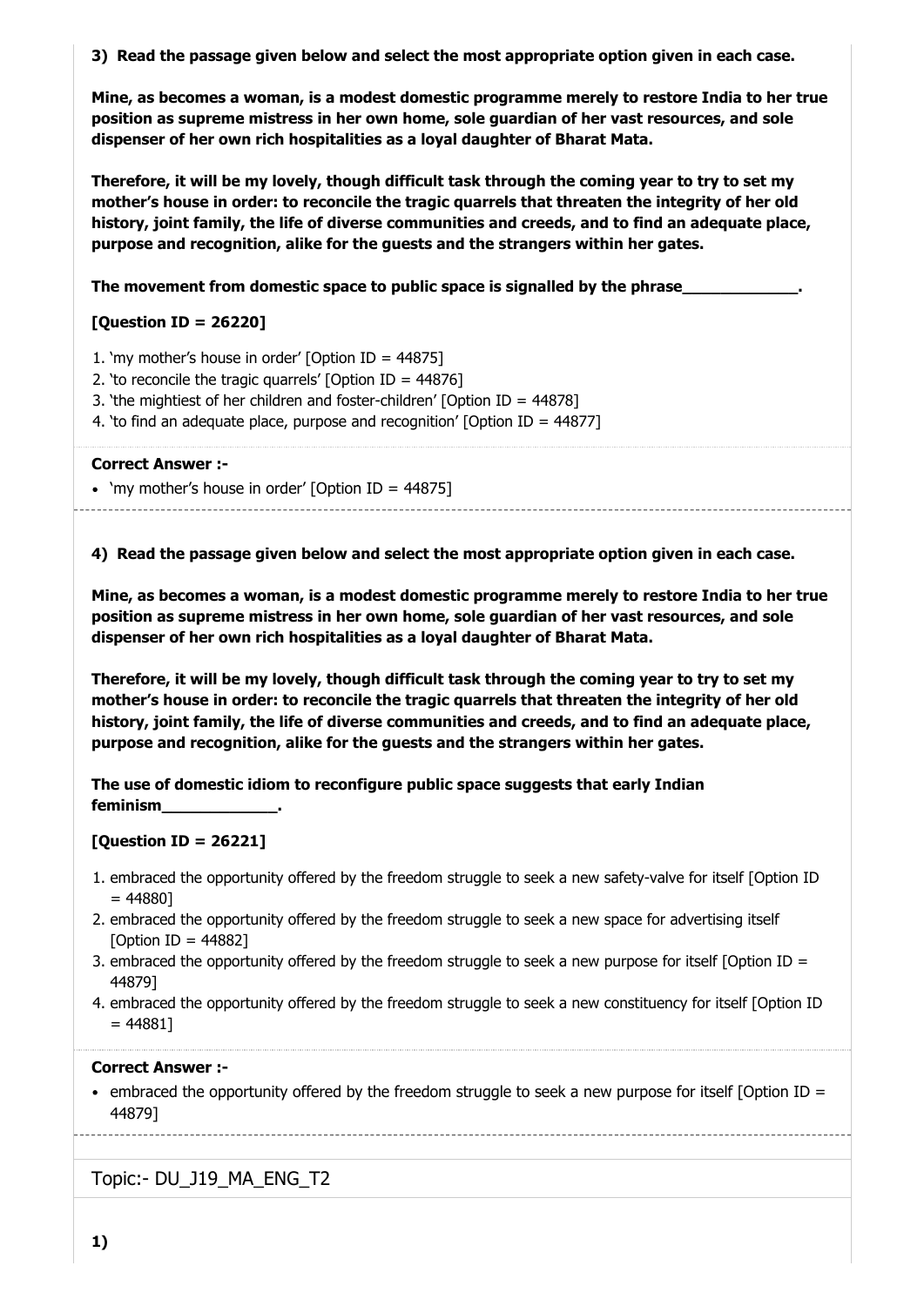**3) Read the passage given below and select the most appropriate option given in each case.**

**Mine, as becomes a woman, is a modest domestic programme merely to restore India to her true position as supreme mistress in her own home, sole guardian of her vast resources, and sole dispenser of her own rich hospitalities as a loyal daughter of Bharat Mata.**

**Therefore, it will be my lovely, though difficult task through the coming year to try to set my mother's house in order: to reconcile the tragic quarrels that threaten the integrity of her old history, joint family, the life of diverse communities and creeds, and to find an adequate place, purpose and recognition, alike for the guests and the strangers within her gates.**

**The movement from domestic space to public space is signalled by the phrase____________.**

**[Question ID = 26220]**

1. 'my mother's house in order' [Option ID = 44875]
2. 'to reconcile the tragic quarrels' [Option ID = 44876]
3. 'the mightiest of her children and foster-children' [Option ID = 44878]
4. 'to find an adequate place, purpose and recognition' [Option ID = 44877]

**Correct Answer :-**

- 'my mother's house in order' [Option ID = 44875]

---

**4) Read the passage given below and select the most appropriate option given in each case.**

**Mine, as becomes a woman, is a modest domestic programme merely to restore India to her true position as supreme mistress in her own home, sole guardian of her vast resources, and sole dispenser of her own rich hospitalities as a loyal daughter of Bharat Mata.**

**Therefore, it will be my lovely, though difficult task through the coming year to try to set my mother's house in order: to reconcile the tragic quarrels that threaten the integrity of her old history, joint family, the life of diverse communities and creeds, and to find an adequate place, purpose and recognition, alike for the guests and the strangers within her gates.**

**The use of domestic idiom to reconfigure public space suggests that early Indian feminism____________.**

**[Question ID = 26221]**

1. embraced the opportunity offered by the freedom struggle to seek a new safety-valve for itself [Option ID = 44880]
2. embraced the opportunity offered by the freedom struggle to seek a new space for advertising itself [Option ID = 44882]
3. embraced the opportunity offered by the freedom struggle to seek a new purpose for itself [Option ID = 44879]
4. embraced the opportunity offered by the freedom struggle to seek a new constituency for itself [Option ID = 44881]

**Correct Answer :-**

- embraced the opportunity offered by the freedom struggle to seek a new purpose for itself [Option ID = 44879]

---

Topic:- DU_J19_MA_ENG_T2

**1)**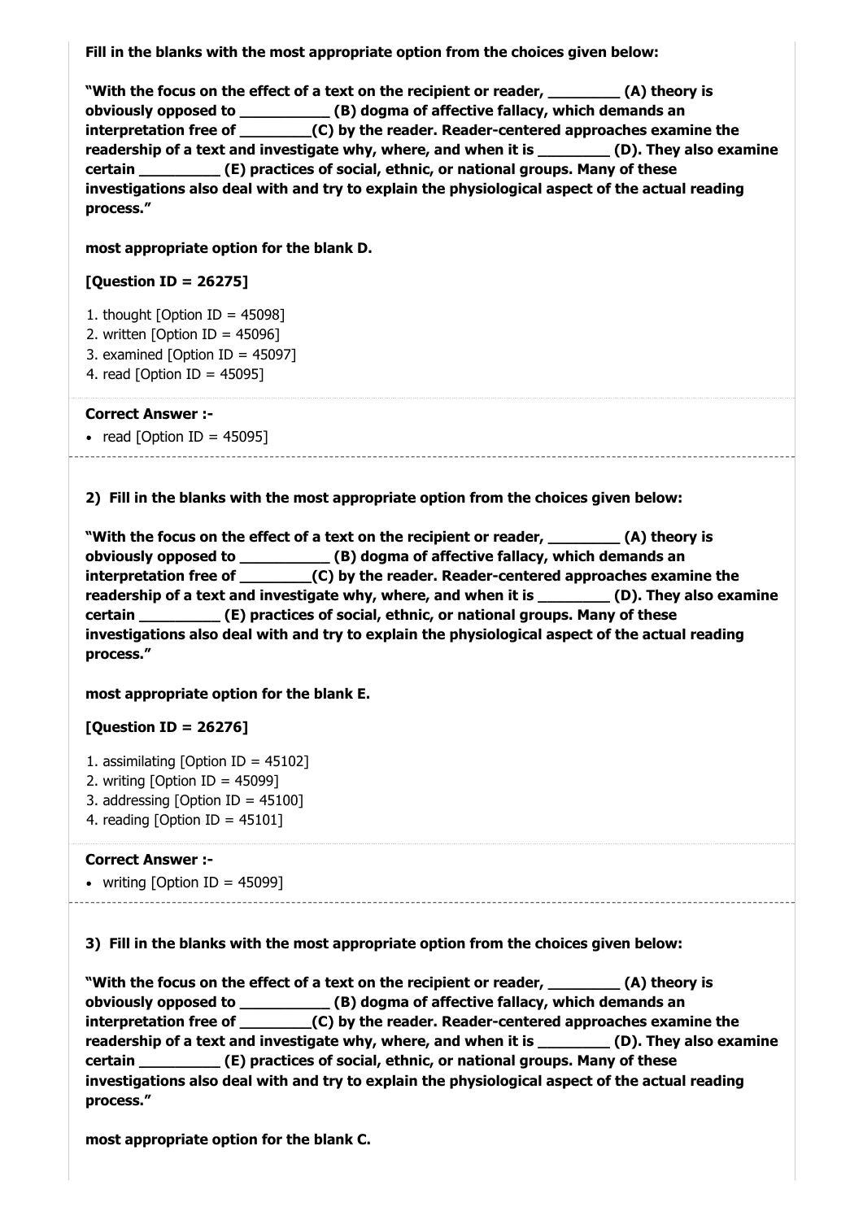**Fill in the blanks with the most appropriate option from the choices given below:**

**"With the focus on the effect of a text on the recipient or reader, ________ (A) theory is obviously opposed to __________ (B) dogma of affective fallacy, which demands an interpretation free of ________(C) by the reader. Reader-centered approaches examine the readership of a text and investigate why, where, and when it is ________ (D). They also examine certain _________ (E) practices of social, ethnic, or national groups. Many of these investigations also deal with and try to explain the physiological aspect of the actual reading process."**

**most appropriate option for the blank D.**

**[Question ID = 26275]**

1. thought [Option ID = 45098]
2. written [Option ID = 45096]
3. examined [Option ID = 45097]
4. read [Option ID = 45095]

**Correct Answer :-**

- read [Option ID = 45095]

---

**2) Fill in the blanks with the most appropriate option from the choices given below:**

**"With the focus on the effect of a text on the recipient or reader, ________ (A) theory is obviously opposed to __________ (B) dogma of affective fallacy, which demands an interpretation free of ________(C) by the reader. Reader-centered approaches examine the readership of a text and investigate why, where, and when it is ________ (D). They also examine certain _________ (E) practices of social, ethnic, or national groups. Many of these investigations also deal with and try to explain the physiological aspect of the actual reading process."**

**most appropriate option for the blank E.**

**[Question ID = 26276]**

1. assimilating [Option ID = 45102]
2. writing [Option ID = 45099]
3. addressing [Option ID = 45100]
4. reading [Option ID = 45101]

**Correct Answer :-**

- writing [Option ID = 45099]

---

**3) Fill in the blanks with the most appropriate option from the choices given below:**

**"With the focus on the effect of a text on the recipient or reader, ________ (A) theory is obviously opposed to __________ (B) dogma of affective fallacy, which demands an interpretation free of ________(C) by the reader. Reader-centered approaches examine the readership of a text and investigate why, where, and when it is ________ (D). They also examine certain _________ (E) practices of social, ethnic, or national groups. Many of these investigations also deal with and try to explain the physiological aspect of the actual reading process."**

**most appropriate option for the blank C.**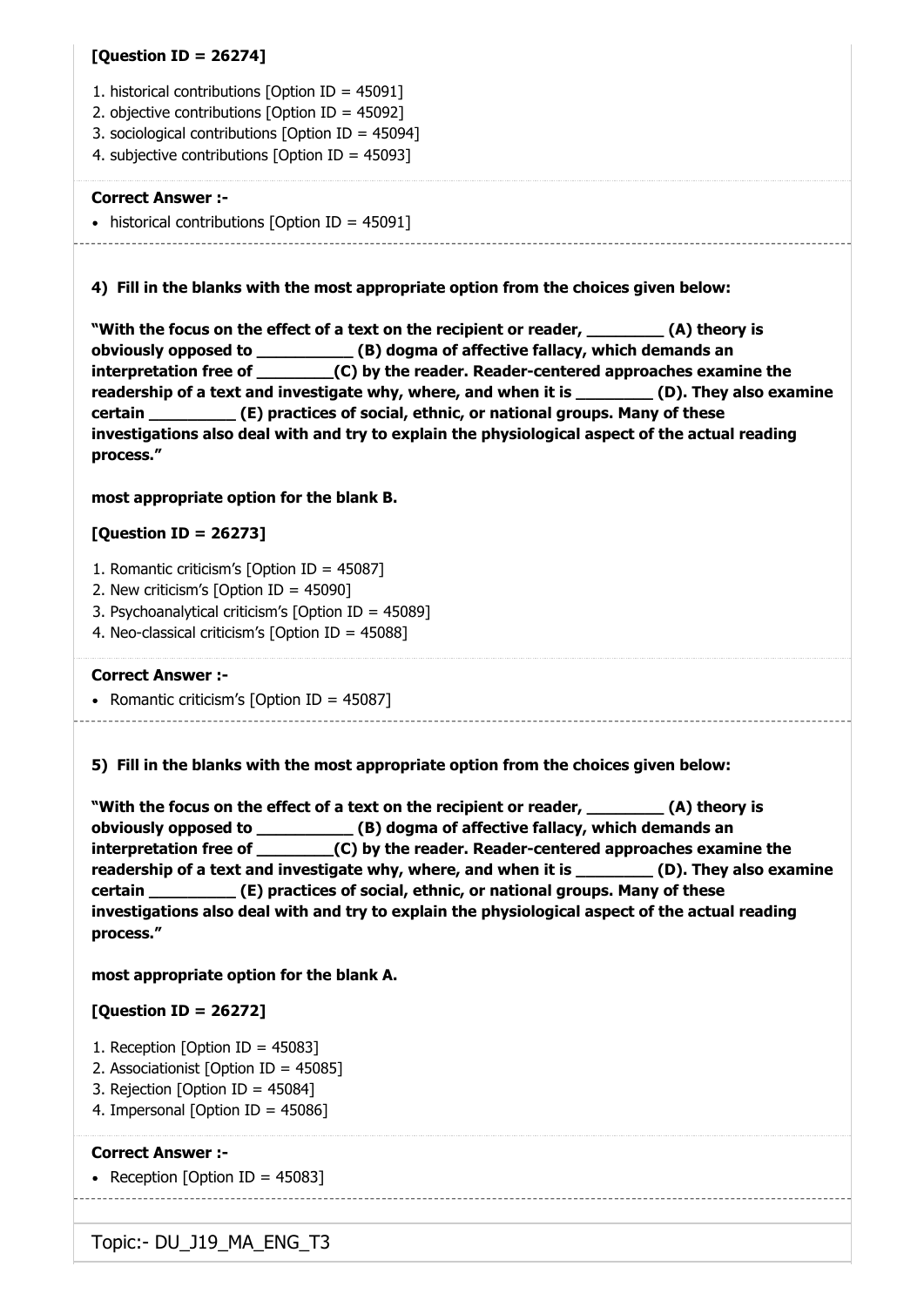**[Question ID = 26274]**

1. historical contributions [Option ID = 45091]
2. objective contributions [Option ID = 45092]
3. sociological contributions [Option ID = 45094]
4. subjective contributions [Option ID = 45093]

**Correct Answer :-**

- historical contributions [Option ID = 45091]

**4) Fill in the blanks with the most appropriate option from the choices given below:**

**"With the focus on the effect of a text on the recipient or reader, ________ (A) theory is obviously opposed to __________ (B) dogma of affective fallacy, which demands an interpretation free of ________(C) by the reader. Reader-centered approaches examine the readership of a text and investigate why, where, and when it is ________ (D). They also examine certain _________ (E) practices of social, ethnic, or national groups. Many of these investigations also deal with and try to explain the physiological aspect of the actual reading process."**

**most appropriate option for the blank B.**

**[Question ID = 26273]**

1. Romantic criticism's [Option ID = 45087]
2. New criticism's [Option ID = 45090]
3. Psychoanalytical criticism's [Option ID = 45089]
4. Neo-classical criticism's [Option ID = 45088]

**Correct Answer :-**

- Romantic criticism's [Option ID = 45087]

**5) Fill in the blanks with the most appropriate option from the choices given below:**

**"With the focus on the effect of a text on the recipient or reader, ________ (A) theory is obviously opposed to __________ (B) dogma of affective fallacy, which demands an interpretation free of ________(C) by the reader. Reader-centered approaches examine the readership of a text and investigate why, where, and when it is ________ (D). They also examine certain _________ (E) practices of social, ethnic, or national groups. Many of these investigations also deal with and try to explain the physiological aspect of the actual reading process."**

**most appropriate option for the blank A.**

**[Question ID = 26272]**

1. Reception [Option ID = 45083]
2. Associationist [Option ID = 45085]
3. Rejection [Option ID = 45084]
4. Impersonal [Option ID = 45086]

**Correct Answer :-**

- Reception [Option ID = 45083]

Topic:- DU_J19_MA_ENG_T3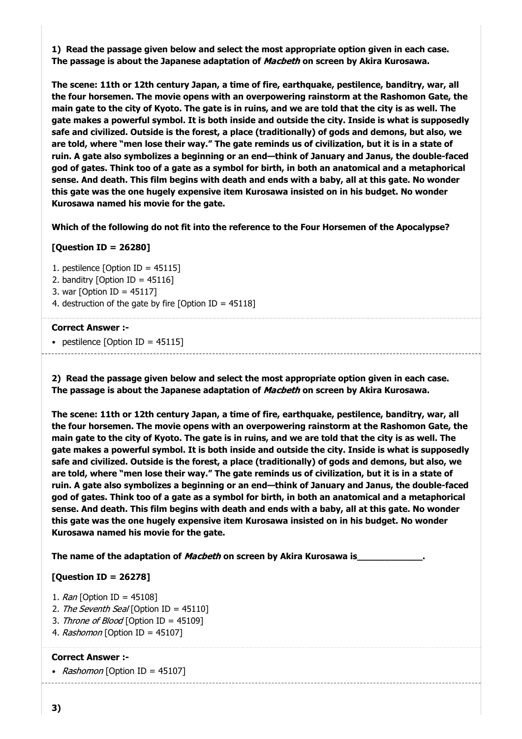**1) Read the passage given below and select the most appropriate option given in each case. The passage is about the Japanese adaptation of *Macbeth* on screen by Akira Kurosawa.**

**The scene: 11th or 12th century Japan, a time of fire, earthquake, pestilence, banditry, war, all the four horsemen. The movie opens with an overpowering rainstorm at the Rashomon Gate, the main gate to the city of Kyoto. The gate is in ruins, and we are told that the city is as well. The gate makes a powerful symbol. It is both inside and outside the city. Inside is what is supposedly safe and civilized. Outside is the forest, a place (traditionally) of gods and demons, but also, we are told, where "men lose their way." The gate reminds us of civilization, but it is in a state of ruin. A gate also symbolizes a beginning or an end—think of January and Janus, the double-faced god of gates. Think too of a gate as a symbol for birth, in both an anatomical and a metaphorical sense. And death. This film begins with death and ends with a baby, all at this gate. No wonder this gate was the one hugely expensive item Kurosawa insisted on in his budget. No wonder Kurosawa named his movie for the gate.**

**Which of the following do not fit into the reference to the Four Horsemen of the Apocalypse?**

**[Question ID = 26280]**

1. pestilence [Option ID = 45115]
2. banditry [Option ID = 45116]
3. war [Option ID = 45117]
4. destruction of the gate by fire [Option ID = 45118]

**Correct Answer :-**

- pestilence [Option ID = 45115]

---

**2) Read the passage given below and select the most appropriate option given in each case. The passage is about the Japanese adaptation of *Macbeth* on screen by Akira Kurosawa.**

**The scene: 11th or 12th century Japan, a time of fire, earthquake, pestilence, banditry, war, all the four horsemen. The movie opens with an overpowering rainstorm at the Rashomon Gate, the main gate to the city of Kyoto. The gate is in ruins, and we are told that the city is as well. The gate makes a powerful symbol. It is both inside and outside the city. Inside is what is supposedly safe and civilized. Outside is the forest, a place (traditionally) of gods and demons, but also, we are told, where "men lose their way." The gate reminds us of civilization, but it is in a state of ruin. A gate also symbolizes a beginning or an end—think of January and Janus, the double-faced god of gates. Think too of a gate as a symbol for birth, in both an anatomical and a metaphorical sense. And death. This film begins with death and ends with a baby, all at this gate. No wonder this gate was the one hugely expensive item Kurosawa insisted on in his budget. No wonder Kurosawa named his movie for the gate.**

**The name of the adaptation of *Macbeth* on screen by Akira Kurosawa is____________.**

**[Question ID = 26278]**

1. *Ran* [Option ID = 45108]
2. *The Seventh Seal* [Option ID = 45110]
3. *Throne of Blood* [Option ID = 45109]
4. *Rashomon* [Option ID = 45107]

**Correct Answer :-**

- *Rashomon* [Option ID = 45107]

---

**3)**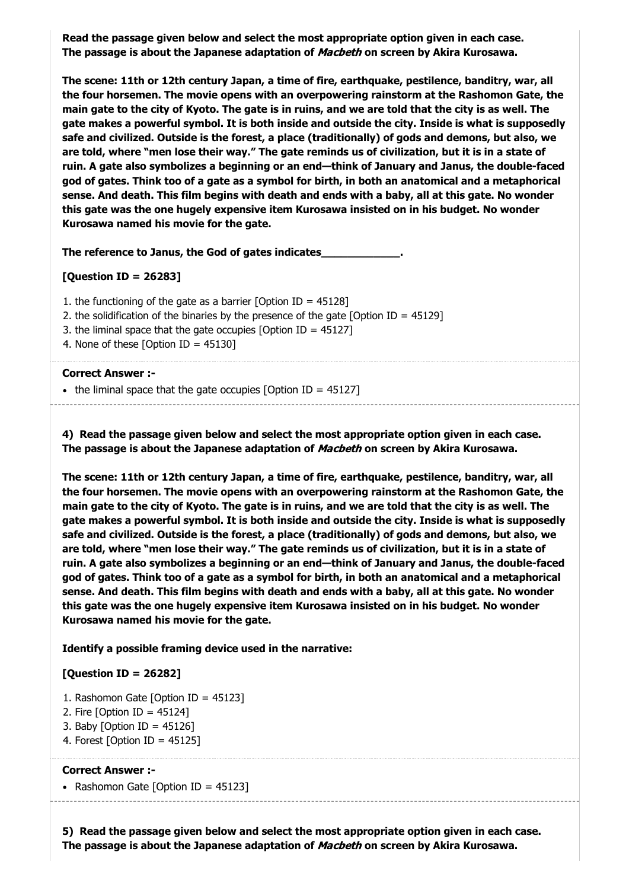**Read the passage given below and select the most appropriate option given in each case. The passage is about the Japanese adaptation of *Macbeth* on screen by Akira Kurosawa.**

**The scene: 11th or 12th century Japan, a time of fire, earthquake, pestilence, banditry, war, all the four horsemen. The movie opens with an overpowering rainstorm at the Rashomon Gate, the main gate to the city of Kyoto. The gate is in ruins, and we are told that the city is as well. The gate makes a powerful symbol. It is both inside and outside the city. Inside is what is supposedly safe and civilized. Outside is the forest, a place (traditionally) of gods and demons, but also, we are told, where "men lose their way." The gate reminds us of civilization, but it is in a state of ruin. A gate also symbolizes a beginning or an end—think of January and Janus, the double-faced god of gates. Think too of a gate as a symbol for birth, in both an anatomical and a metaphorical sense. And death. This film begins with death and ends with a baby, all at this gate. No wonder this gate was the one hugely expensive item Kurosawa insisted on in his budget. No wonder Kurosawa named his movie for the gate.**

**The reference to Janus, the God of gates indicates_____________.**

**[Question ID = 26283]**

1. the functioning of the gate as a barrier [Option ID = 45128]
2. the solidification of the binaries by the presence of the gate [Option ID = 45129]
3. the liminal space that the gate occupies [Option ID = 45127]
4. None of these [Option ID = 45130]

**Correct Answer :-**

- the liminal space that the gate occupies [Option ID = 45127]

---

**4) Read the passage given below and select the most appropriate option given in each case. The passage is about the Japanese adaptation of *Macbeth* on screen by Akira Kurosawa.**

**The scene: 11th or 12th century Japan, a time of fire, earthquake, pestilence, banditry, war, all the four horsemen. The movie opens with an overpowering rainstorm at the Rashomon Gate, the main gate to the city of Kyoto. The gate is in ruins, and we are told that the city is as well. The gate makes a powerful symbol. It is both inside and outside the city. Inside is what is supposedly safe and civilized. Outside is the forest, a place (traditionally) of gods and demons, but also, we are told, where "men lose their way." The gate reminds us of civilization, but it is in a state of ruin. A gate also symbolizes a beginning or an end—think of January and Janus, the double-faced god of gates. Think too of a gate as a symbol for birth, in both an anatomical and a metaphorical sense. And death. This film begins with death and ends with a baby, all at this gate. No wonder this gate was the one hugely expensive item Kurosawa insisted on in his budget. No wonder Kurosawa named his movie for the gate.**

**Identify a possible framing device used in the narrative:**

**[Question ID = 26282]**

1. Rashomon Gate [Option ID = 45123]
2. Fire [Option ID = 45124]
3. Baby [Option ID = 45126]
4. Forest [Option ID = 45125]

**Correct Answer :-**

- Rashomon Gate [Option ID = 45123]

---

**5) Read the passage given below and select the most appropriate option given in each case. The passage is about the Japanese adaptation of *Macbeth* on screen by Akira Kurosawa.**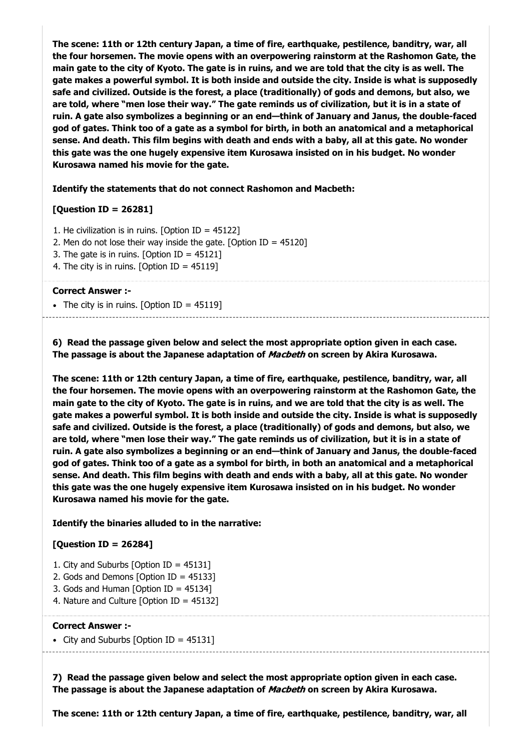**The scene: 11th or 12th century Japan, a time of fire, earthquake, pestilence, banditry, war, all the four horsemen. The movie opens with an overpowering rainstorm at the Rashomon Gate, the main gate to the city of Kyoto. The gate is in ruins, and we are told that the city is as well. The gate makes a powerful symbol. It is both inside and outside the city. Inside is what is supposedly safe and civilized. Outside is the forest, a place (traditionally) of gods and demons, but also, we are told, where "men lose their way." The gate reminds us of civilization, but it is in a state of ruin. A gate also symbolizes a beginning or an end—think of January and Janus, the double-faced god of gates. Think too of a gate as a symbol for birth, in both an anatomical and a metaphorical sense. And death. This film begins with death and ends with a baby, all at this gate. No wonder this gate was the one hugely expensive item Kurosawa insisted on in his budget. No wonder Kurosawa named his movie for the gate.**

**Identify the statements that do not connect Rashomon and Macbeth:**

**[Question ID = 26281]**

1. He civilization is in ruins. [Option ID = 45122]
2. Men do not lose their way inside the gate. [Option ID = 45120]
3. The gate is in ruins. [Option ID = 45121]
4. The city is in ruins. [Option ID = 45119]

**Correct Answer :-**

- The city is in ruins. [Option ID = 45119]

---

**6) Read the passage given below and select the most appropriate option given in each case. The passage is about the Japanese adaptation of *Macbeth* on screen by Akira Kurosawa.**

**The scene: 11th or 12th century Japan, a time of fire, earthquake, pestilence, banditry, war, all the four horsemen. The movie opens with an overpowering rainstorm at the Rashomon Gate, the main gate to the city of Kyoto. The gate is in ruins, and we are told that the city is as well. The gate makes a powerful symbol. It is both inside and outside the city. Inside is what is supposedly safe and civilized. Outside is the forest, a place (traditionally) of gods and demons, but also, we are told, where "men lose their way." The gate reminds us of civilization, but it is in a state of ruin. A gate also symbolizes a beginning or an end—think of January and Janus, the double-faced god of gates. Think too of a gate as a symbol for birth, in both an anatomical and a metaphorical sense. And death. This film begins with death and ends with a baby, all at this gate. No wonder this gate was the one hugely expensive item Kurosawa insisted on in his budget. No wonder Kurosawa named his movie for the gate.**

**Identify the binaries alluded to in the narrative:**

**[Question ID = 26284]**

1. City and Suburbs [Option ID = 45131]
2. Gods and Demons [Option ID = 45133]
3. Gods and Human [Option ID = 45134]
4. Nature and Culture [Option ID = 45132]

**Correct Answer :-**

- City and Suburbs [Option ID = 45131]

---

**7) Read the passage given below and select the most appropriate option given in each case. The passage is about the Japanese adaptation of *Macbeth* on screen by Akira Kurosawa.**

**The scene: 11th or 12th century Japan, a time of fire, earthquake, pestilence, banditry, war, all**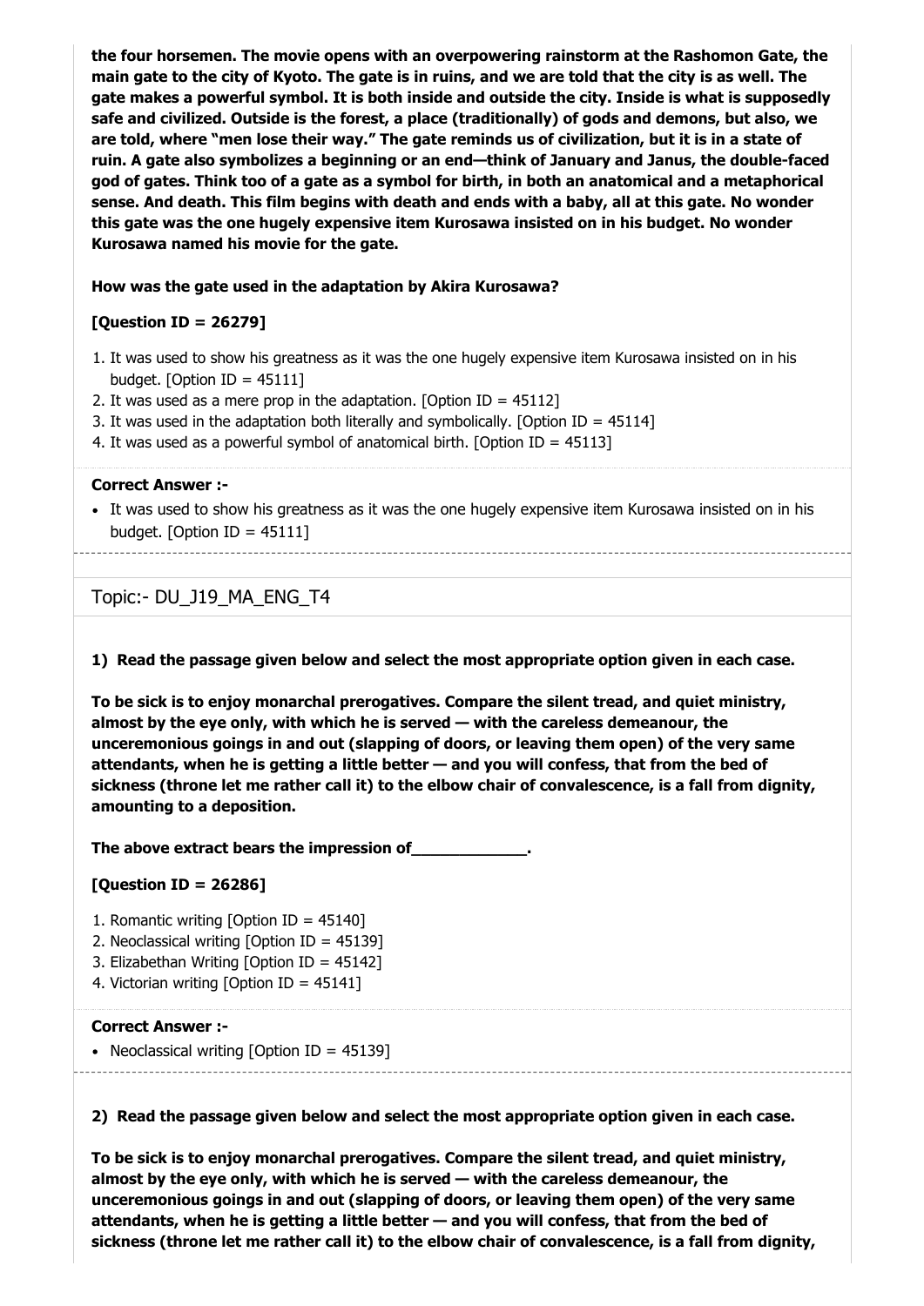**the four horsemen. The movie opens with an overpowering rainstorm at the Rashomon Gate, the main gate to the city of Kyoto. The gate is in ruins, and we are told that the city is as well. The gate makes a powerful symbol. It is both inside and outside the city. Inside is what is supposedly safe and civilized. Outside is the forest, a place (traditionally) of gods and demons, but also, we are told, where "men lose their way." The gate reminds us of civilization, but it is in a state of ruin. A gate also symbolizes a beginning or an end—think of January and Janus, the double-faced god of gates. Think too of a gate as a symbol for birth, in both an anatomical and a metaphorical sense. And death. This film begins with death and ends with a baby, all at this gate. No wonder this gate was the one hugely expensive item Kurosawa insisted on in his budget. No wonder Kurosawa named his movie for the gate.**

**How was the gate used in the adaptation by Akira Kurosawa?**

**[Question ID = 26279]**

1. It was used to show his greatness as it was the one hugely expensive item Kurosawa insisted on in his budget. [Option ID = 45111]
2. It was used as a mere prop in the adaptation. [Option ID = 45112]
3. It was used in the adaptation both literally and symbolically. [Option ID = 45114]
4. It was used as a powerful symbol of anatomical birth. [Option ID = 45113]

**Correct Answer :-**

- It was used to show his greatness as it was the one hugely expensive item Kurosawa insisted on in his budget. [Option ID = 45111]

Topic:- DU_J19_MA_ENG_T4

**1) Read the passage given below and select the most appropriate option given in each case.**

**To be sick is to enjoy monarchal prerogatives. Compare the silent tread, and quiet ministry, almost by the eye only, with which he is served — with the careless demeanour, the unceremonious goings in and out (slapping of doors, or leaving them open) of the very same attendants, when he is getting a little better — and you will confess, that from the bed of sickness (throne let me rather call it) to the elbow chair of convalescence, is a fall from dignity, amounting to a deposition.**

**The above extract bears the impression of____________.**

**[Question ID = 26286]**

1. Romantic writing [Option ID = 45140]
2. Neoclassical writing [Option ID = 45139]
3. Elizabethan Writing [Option ID = 45142]
4. Victorian writing [Option ID = 45141]

**Correct Answer :-**

- Neoclassical writing [Option ID = 45139]

**2) Read the passage given below and select the most appropriate option given in each case.**

**To be sick is to enjoy monarchal prerogatives. Compare the silent tread, and quiet ministry, almost by the eye only, with which he is served — with the careless demeanour, the unceremonious goings in and out (slapping of doors, or leaving them open) of the very same attendants, when he is getting a little better — and you will confess, that from the bed of sickness (throne let me rather call it) to the elbow chair of convalescence, is a fall from dignity,**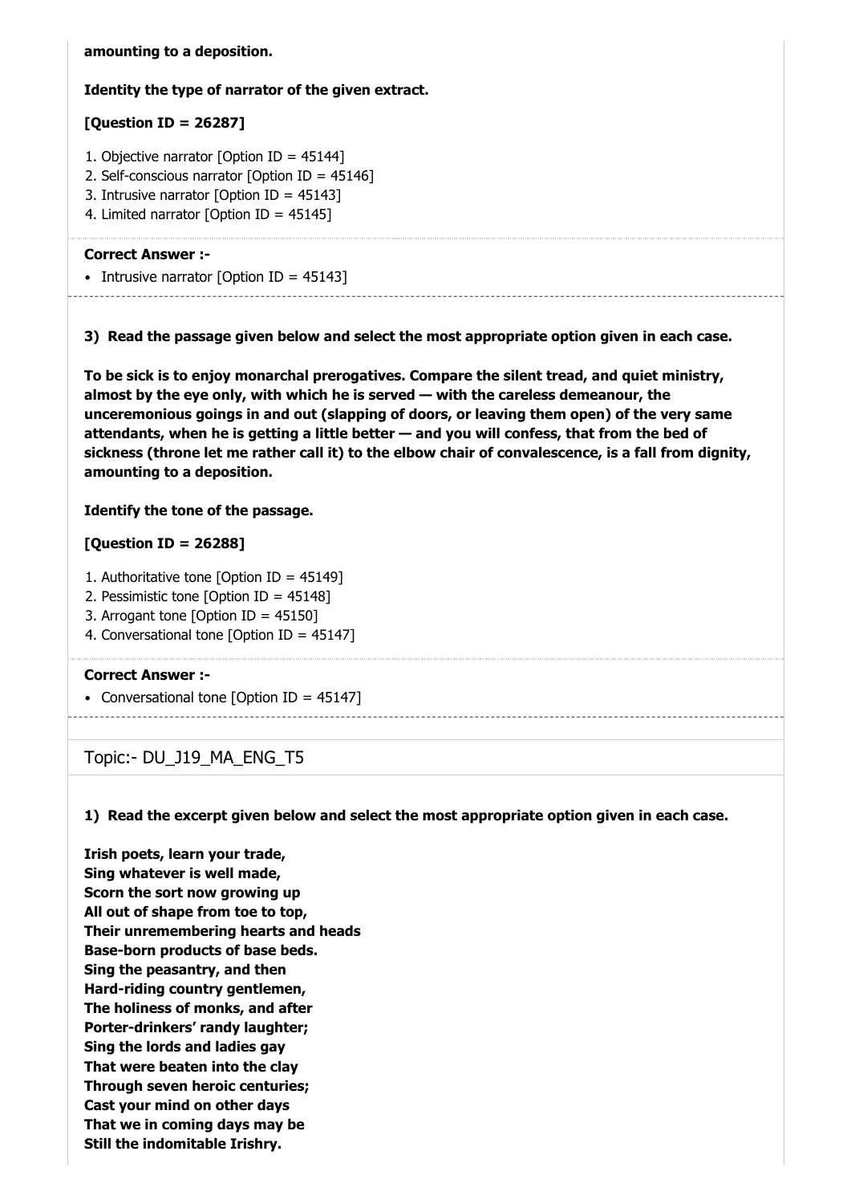**amounting to a deposition.**

**Identity the type of narrator of the given extract.**

**[Question ID = 26287]**

1. Objective narrator [Option ID = 45144]
2. Self-conscious narrator [Option ID = 45146]
3. Intrusive narrator [Option ID = 45143]
4. Limited narrator [Option ID = 45145]

**Correct Answer :-**

- Intrusive narrator [Option ID = 45143]

---

**3) Read the passage given below and select the most appropriate option given in each case.**

**To be sick is to enjoy monarchal prerogatives. Compare the silent tread, and quiet ministry, almost by the eye only, with which he is served — with the careless demeanour, the unceremonious goings in and out (slapping of doors, or leaving them open) of the very same attendants, when he is getting a little better — and you will confess, that from the bed of sickness (throne let me rather call it) to the elbow chair of convalescence, is a fall from dignity, amounting to a deposition.**

**Identify the tone of the passage.**

**[Question ID = 26288]**

1. Authoritative tone [Option ID = 45149]
2. Pessimistic tone [Option ID = 45148]
3. Arrogant tone [Option ID = 45150]
4. Conversational tone [Option ID = 45147]

**Correct Answer :-**

- Conversational tone [Option ID = 45147]

---

## Topic:- DU_J19_MA_ENG_T5

**1) Read the excerpt given below and select the most appropriate option given in each case.**

**Irish poets, learn your trade,**
**Sing whatever is well made,**
**Scorn the sort now growing up**
**All out of shape from toe to top,**
**Their unremembering hearts and heads**
**Base-born products of base beds.**
**Sing the peasantry, and then**
**Hard-riding country gentlemen,**
**The holiness of monks, and after**
**Porter-drinkers' randy laughter;**
**Sing the lords and ladies gay**
**That were beaten into the clay**
**Through seven heroic centuries;**
**Cast your mind on other days**
**That we in coming days may be**
**Still the indomitable Irishry.**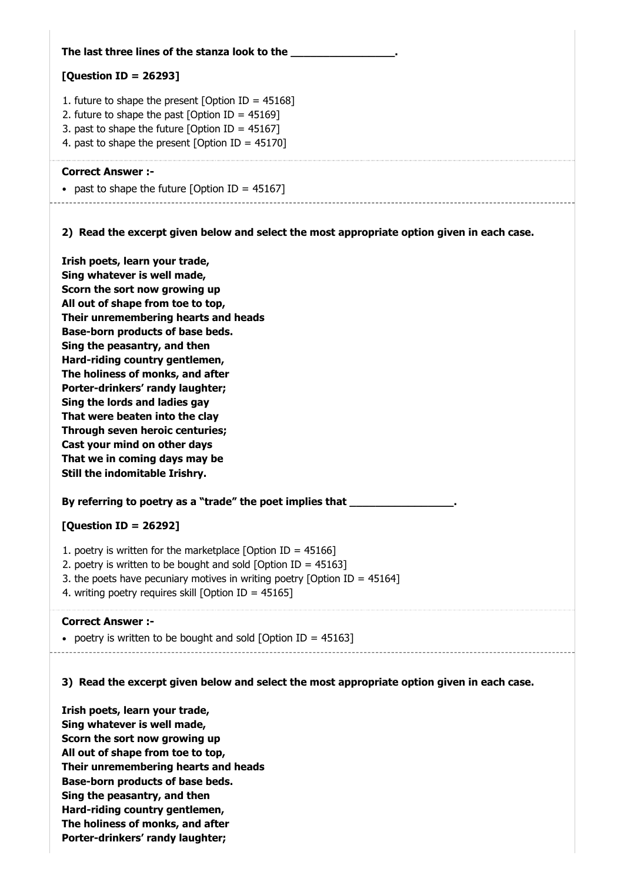**The last three lines of the stanza look to the ________________.**

**[Question ID = 26293]**

1. future to shape the present [Option ID = 45168]
2. future to shape the past [Option ID = 45169]
3. past to shape the future [Option ID = 45167]
4. past to shape the present [Option ID = 45170]

**Correct Answer :-**

- past to shape the future [Option ID = 45167]

---

**2) Read the excerpt given below and select the most appropriate option given in each case.**

**Irish poets, learn your trade,**
**Sing whatever is well made,**
**Scorn the sort now growing up**
**All out of shape from toe to top,**
**Their unremembering hearts and heads**
**Base-born products of base beds.**
**Sing the peasantry, and then**
**Hard-riding country gentlemen,**
**The holiness of monks, and after**
**Porter-drinkers' randy laughter;**
**Sing the lords and ladies gay**
**That were beaten into the clay**
**Through seven heroic centuries;**
**Cast your mind on other days**
**That we in coming days may be**
**Still the indomitable Irishry.**

**By referring to poetry as a "trade" the poet implies that ________________.**

**[Question ID = 26292]**

1. poetry is written for the marketplace [Option ID = 45166]
2. poetry is written to be bought and sold [Option ID = 45163]
3. the poets have pecuniary motives in writing poetry [Option ID = 45164]
4. writing poetry requires skill [Option ID = 45165]

**Correct Answer :-**

- poetry is written to be bought and sold [Option ID = 45163]

---

**3) Read the excerpt given below and select the most appropriate option given in each case.**

**Irish poets, learn your trade,**
**Sing whatever is well made,**
**Scorn the sort now growing up**
**All out of shape from toe to top,**
**Their unremembering hearts and heads**
**Base-born products of base beds.**
**Sing the peasantry, and then**
**Hard-riding country gentlemen,**
**The holiness of monks, and after**
**Porter-drinkers' randy laughter;**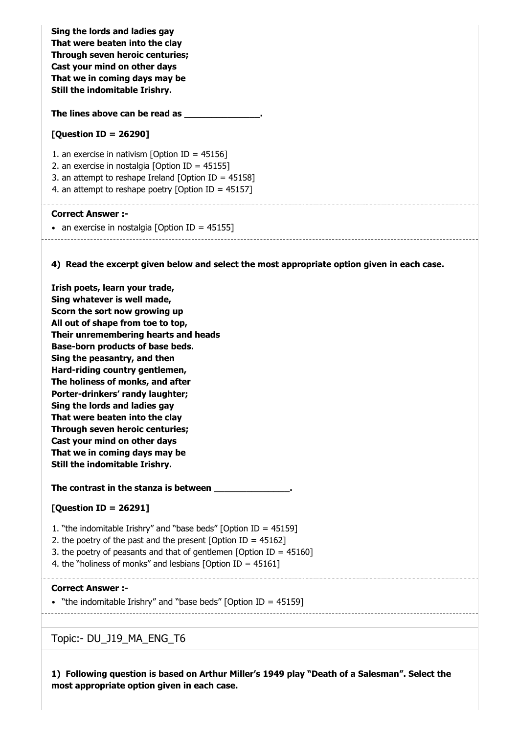**Sing the lords and ladies gay**
**That were beaten into the clay**
**Through seven heroic centuries;**
**Cast your mind on other days**
**That we in coming days may be**
**Still the indomitable Irishry.**

**The lines above can be read as _______________.**

**[Question ID = 26290]**

1. an exercise in nativism [Option ID = 45156]
2. an exercise in nostalgia [Option ID = 45155]
3. an attempt to reshape Ireland [Option ID = 45158]
4. an attempt to reshape poetry [Option ID = 45157]

**Correct Answer :-**

- an exercise in nostalgia [Option ID = 45155]

---

**4) Read the excerpt given below and select the most appropriate option given in each case.**

**Irish poets, learn your trade,**
**Sing whatever is well made,**
**Scorn the sort now growing up**
**All out of shape from toe to top,**
**Their unremembering hearts and heads**
**Base-born products of base beds.**
**Sing the peasantry, and then**
**Hard-riding country gentlemen,**
**The holiness of monks, and after**
**Porter-drinkers' randy laughter;**
**Sing the lords and ladies gay**
**That were beaten into the clay**
**Through seven heroic centuries;**
**Cast your mind on other days**
**That we in coming days may be**
**Still the indomitable Irishry.**

**The contrast in the stanza is between _______________.**

**[Question ID = 26291]**

1. "the indomitable Irishry" and "base beds" [Option ID = 45159]
2. the poetry of the past and the present [Option ID = 45162]
3. the poetry of peasants and that of gentlemen [Option ID = 45160]
4. the "holiness of monks" and lesbians [Option ID = 45161]

**Correct Answer :-**

- "the indomitable Irishry" and "base beds" [Option ID = 45159]

---

Topic:- DU_J19_MA_ENG_T6

**1) Following question is based on Arthur Miller's 1949 play "Death of a Salesman". Select the most appropriate option given in each case.**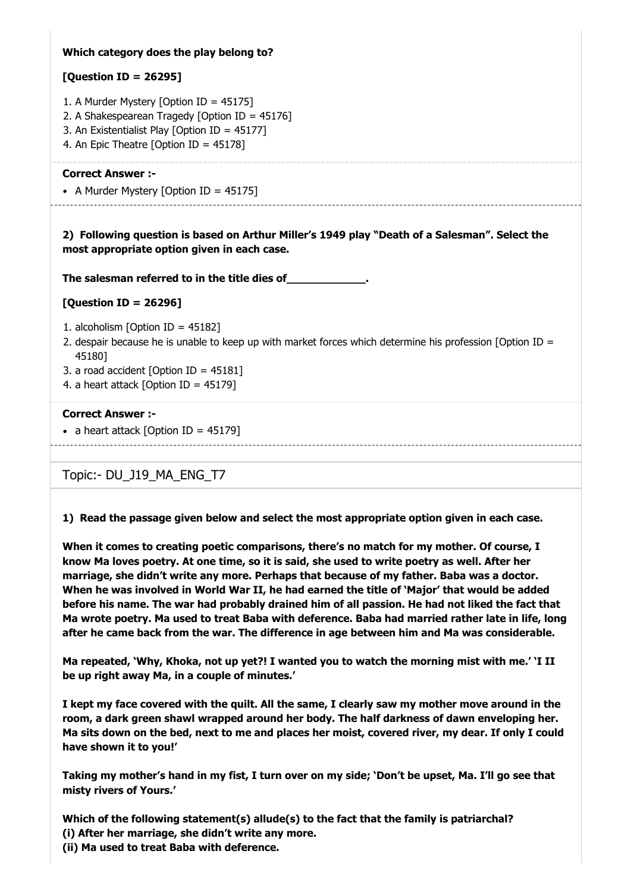**Which category does the play belong to?**

**[Question ID = 26295]**

1. A Murder Mystery [Option ID = 45175]
2. A Shakespearean Tragedy [Option ID = 45176]
3. An Existentialist Play [Option ID = 45177]
4. An Epic Theatre [Option ID = 45178]

**Correct Answer :-**

- A Murder Mystery [Option ID = 45175]

---

**2) Following question is based on Arthur Miller's 1949 play "Death of a Salesman". Select the most appropriate option given in each case.**

**The salesman referred to in the title dies of____________.**

**[Question ID = 26296]**

1. alcoholism [Option ID = 45182]
2. despair because he is unable to keep up with market forces which determine his profession [Option ID = 45180]
3. a road accident [Option ID = 45181]
4. a heart attack [Option ID = 45179]

**Correct Answer :-**

- a heart attack [Option ID = 45179]

---

Topic:- DU_J19_MA_ENG_T7

**1) Read the passage given below and select the most appropriate option given in each case.**

**When it comes to creating poetic comparisons, there's no match for my mother. Of course, I know Ma loves poetry. At one time, so it is said, she used to write poetry as well. After her marriage, she didn't write any more. Perhaps that because of my father. Baba was a doctor. When he was involved in World War II, he had earned the title of 'Major' that would be added before his name. The war had probably drained him of all passion. He had not liked the fact that Ma wrote poetry. Ma used to treat Baba with deference. Baba had married rather late in life, long after he came back from the war. The difference in age between him and Ma was considerable.**

**Ma repeated, 'Why, Khoka, not up yet?! I wanted you to watch the morning mist with me.' 'I II be up right away Ma, in a couple of minutes.'**

**I kept my face covered with the quilt. All the same, I clearly saw my mother move around in the room, a dark green shawl wrapped around her body. The half darkness of dawn enveloping her. Ma sits down on the bed, next to me and places her moist, covered river, my dear. If only I could have shown it to you!'**

**Taking my mother's hand in my fist, I turn over on my side; 'Don't be upset, Ma. I'll go see that misty rivers of Yours.'**

**Which of the following statement(s) allude(s) to the fact that the family is patriarchal?**
**(i) After her marriage, she didn't write any more.**
**(ii) Ma used to treat Baba with deference.**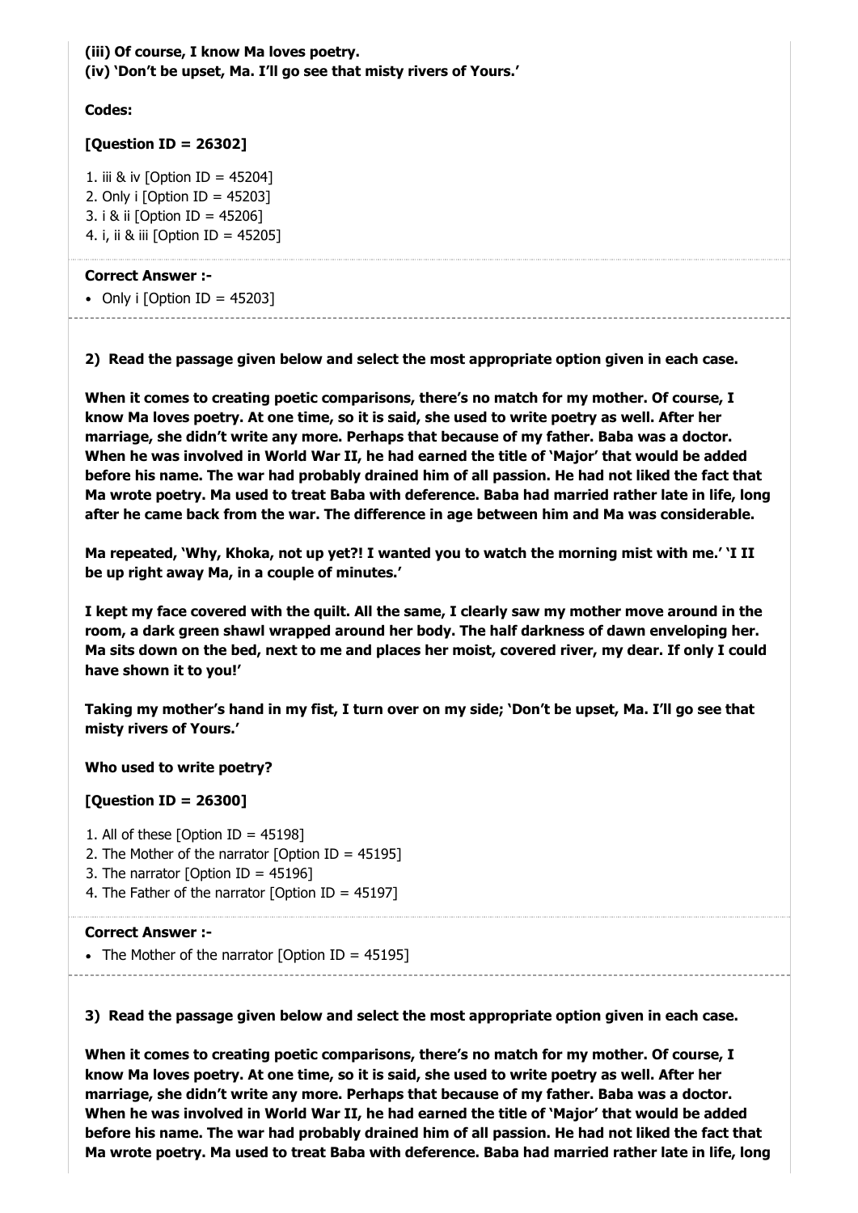**(iii) Of course, I know Ma loves poetry.**
**(iv) 'Don't be upset, Ma. I'll go see that misty rivers of Yours.'**

**Codes:**

**[Question ID = 26302]**

1. iii & iv [Option ID = 45204]
2. Only i [Option ID = 45203]
3. i & ii [Option ID = 45206]
4. i, ii & iii [Option ID = 45205]

**Correct Answer :-**

- Only i [Option ID = 45203]

---

**2) Read the passage given below and select the most appropriate option given in each case.**

**When it comes to creating poetic comparisons, there's no match for my mother. Of course, I know Ma loves poetry. At one time, so it is said, she used to write poetry as well. After her marriage, she didn't write any more. Perhaps that because of my father. Baba was a doctor. When he was involved in World War II, he had earned the title of 'Major' that would be added before his name. The war had probably drained him of all passion. He had not liked the fact that Ma wrote poetry. Ma used to treat Baba with deference. Baba had married rather late in life, long after he came back from the war. The difference in age between him and Ma was considerable.**

**Ma repeated, 'Why, Khoka, not up yet?! I wanted you to watch the morning mist with me.' 'I II be up right away Ma, in a couple of minutes.'**

**I kept my face covered with the quilt. All the same, I clearly saw my mother move around in the room, a dark green shawl wrapped around her body. The half darkness of dawn enveloping her. Ma sits down on the bed, next to me and places her moist, covered river, my dear. If only I could have shown it to you!'**

**Taking my mother's hand in my fist, I turn over on my side; 'Don't be upset, Ma. I'll go see that misty rivers of Yours.'**

**Who used to write poetry?**

**[Question ID = 26300]**

1. All of these [Option ID = 45198]
2. The Mother of the narrator [Option ID = 45195]
3. The narrator [Option ID = 45196]
4. The Father of the narrator [Option ID = 45197]

**Correct Answer :-**

- The Mother of the narrator [Option ID = 45195]

---

**3) Read the passage given below and select the most appropriate option given in each case.**

**When it comes to creating poetic comparisons, there's no match for my mother. Of course, I know Ma loves poetry. At one time, so it is said, she used to write poetry as well. After her marriage, she didn't write any more. Perhaps that because of my father. Baba was a doctor. When he was involved in World War II, he had earned the title of 'Major' that would be added before his name. The war had probably drained him of all passion. He had not liked the fact that Ma wrote poetry. Ma used to treat Baba with deference. Baba had married rather late in life, long**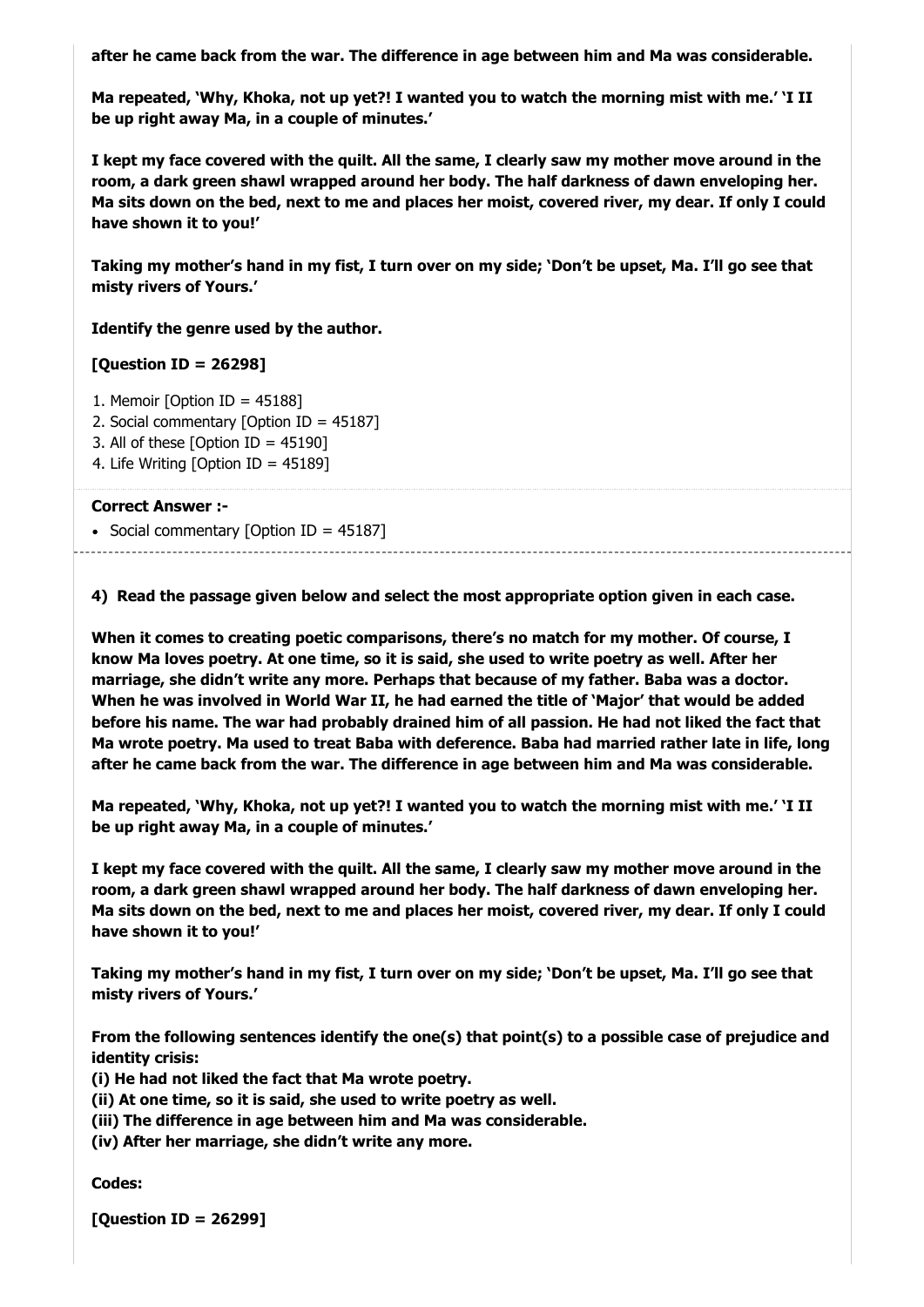**after he came back from the war. The difference in age between him and Ma was considerable.**

**Ma repeated, 'Why, Khoka, not up yet?! I wanted you to watch the morning mist with me.' 'I II be up right away Ma, in a couple of minutes.'**

**I kept my face covered with the quilt. All the same, I clearly saw my mother move around in the room, a dark green shawl wrapped around her body. The half darkness of dawn enveloping her. Ma sits down on the bed, next to me and places her moist, covered river, my dear. If only I could have shown it to you!'**

**Taking my mother's hand in my fist, I turn over on my side; 'Don't be upset, Ma. I'll go see that misty rivers of Yours.'**

**Identify the genre used by the author.**

**[Question ID = 26298]**

1. Memoir [Option ID = 45188]
2. Social commentary [Option ID = 45187]
3. All of these [Option ID = 45190]
4. Life Writing [Option ID = 45189]

**Correct Answer :-**

- Social commentary [Option ID = 45187]

---

**4) Read the passage given below and select the most appropriate option given in each case.**

**When it comes to creating poetic comparisons, there's no match for my mother. Of course, I know Ma loves poetry. At one time, so it is said, she used to write poetry as well. After her marriage, she didn't write any more. Perhaps that because of my father. Baba was a doctor. When he was involved in World War II, he had earned the title of 'Major' that would be added before his name. The war had probably drained him of all passion. He had not liked the fact that Ma wrote poetry. Ma used to treat Baba with deference. Baba had married rather late in life, long after he came back from the war. The difference in age between him and Ma was considerable.**

**Ma repeated, 'Why, Khoka, not up yet?! I wanted you to watch the morning mist with me.' 'I II be up right away Ma, in a couple of minutes.'**

**I kept my face covered with the quilt. All the same, I clearly saw my mother move around in the room, a dark green shawl wrapped around her body. The half darkness of dawn enveloping her. Ma sits down on the bed, next to me and places her moist, covered river, my dear. If only I could have shown it to you!'**

**Taking my mother's hand in my fist, I turn over on my side; 'Don't be upset, Ma. I'll go see that misty rivers of Yours.'**

**From the following sentences identify the one(s) that point(s) to a possible case of prejudice and identity crisis:**

**(i) He had not liked the fact that Ma wrote poetry.**
**(ii) At one time, so it is said, she used to write poetry as well.**
**(iii) The difference in age between him and Ma was considerable.**
**(iv) After her marriage, she didn't write any more.**

**Codes:**

**[Question ID = 26299]**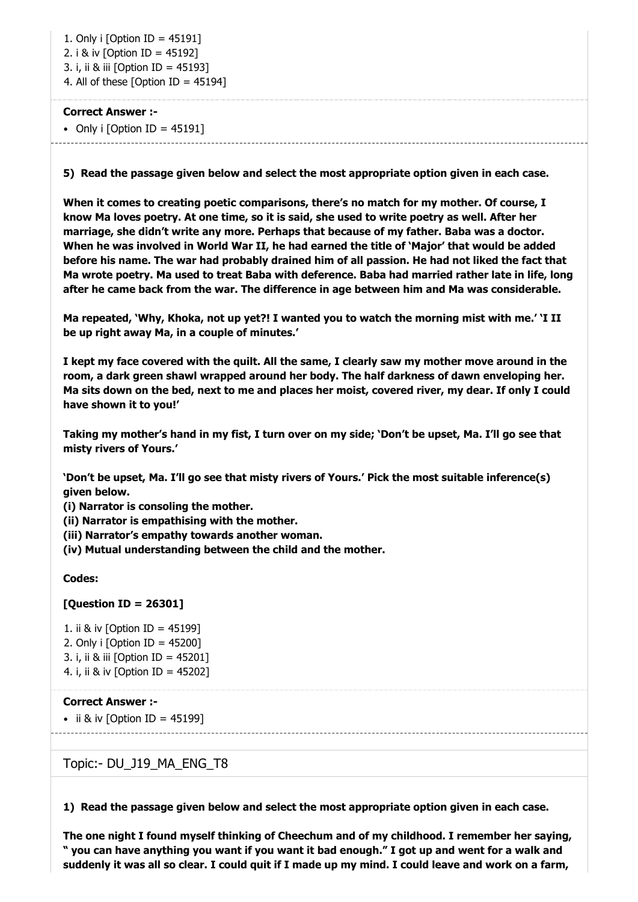1. Only i [Option ID = 45191]
2. i & iv [Option ID = 45192]
3. i, ii & iii [Option ID = 45193]
4. All of these [Option ID = 45194]

**Correct Answer :-**

- Only i [Option ID = 45191]

---

**5) Read the passage given below and select the most appropriate option given in each case.**

**When it comes to creating poetic comparisons, there's no match for my mother. Of course, I know Ma loves poetry. At one time, so it is said, she used to write poetry as well. After her marriage, she didn't write any more. Perhaps that because of my father. Baba was a doctor. When he was involved in World War II, he had earned the title of 'Major' that would be added before his name. The war had probably drained him of all passion. He had not liked the fact that Ma wrote poetry. Ma used to treat Baba with deference. Baba had married rather late in life, long after he came back from the war. The difference in age between him and Ma was considerable.**

**Ma repeated, 'Why, Khoka, not up yet?! I wanted you to watch the morning mist with me.' 'I II be up right away Ma, in a couple of minutes.'**

**I kept my face covered with the quilt. All the same, I clearly saw my mother move around in the room, a dark green shawl wrapped around her body. The half darkness of dawn enveloping her. Ma sits down on the bed, next to me and places her moist, covered river, my dear. If only I could have shown it to you!'**

**Taking my mother's hand in my fist, I turn over on my side; 'Don't be upset, Ma. I'll go see that misty rivers of Yours.'**

**'Don't be upset, Ma. I'll go see that misty rivers of Yours.' Pick the most suitable inference(s) given below.**
**(i) Narrator is consoling the mother.**
**(ii) Narrator is empathising with the mother.**
**(iii) Narrator's empathy towards another woman.**
**(iv) Mutual understanding between the child and the mother.**

**Codes:**

**[Question ID = 26301]**

1. ii & iv [Option ID = 45199]
2. Only i [Option ID = 45200]
3. i, ii & iii [Option ID = 45201]
4. i, ii & iv [Option ID = 45202]

**Correct Answer :-**

- ii & iv [Option ID = 45199]

---

Topic:- DU_J19_MA_ENG_T8

**1) Read the passage given below and select the most appropriate option given in each case.**

**The one night I found myself thinking of Cheechum and of my childhood. I remember her saying, " you can have anything you want if you want it bad enough." I got up and went for a walk and suddenly it was all so clear. I could quit if I made up my mind. I could leave and work on a farm,**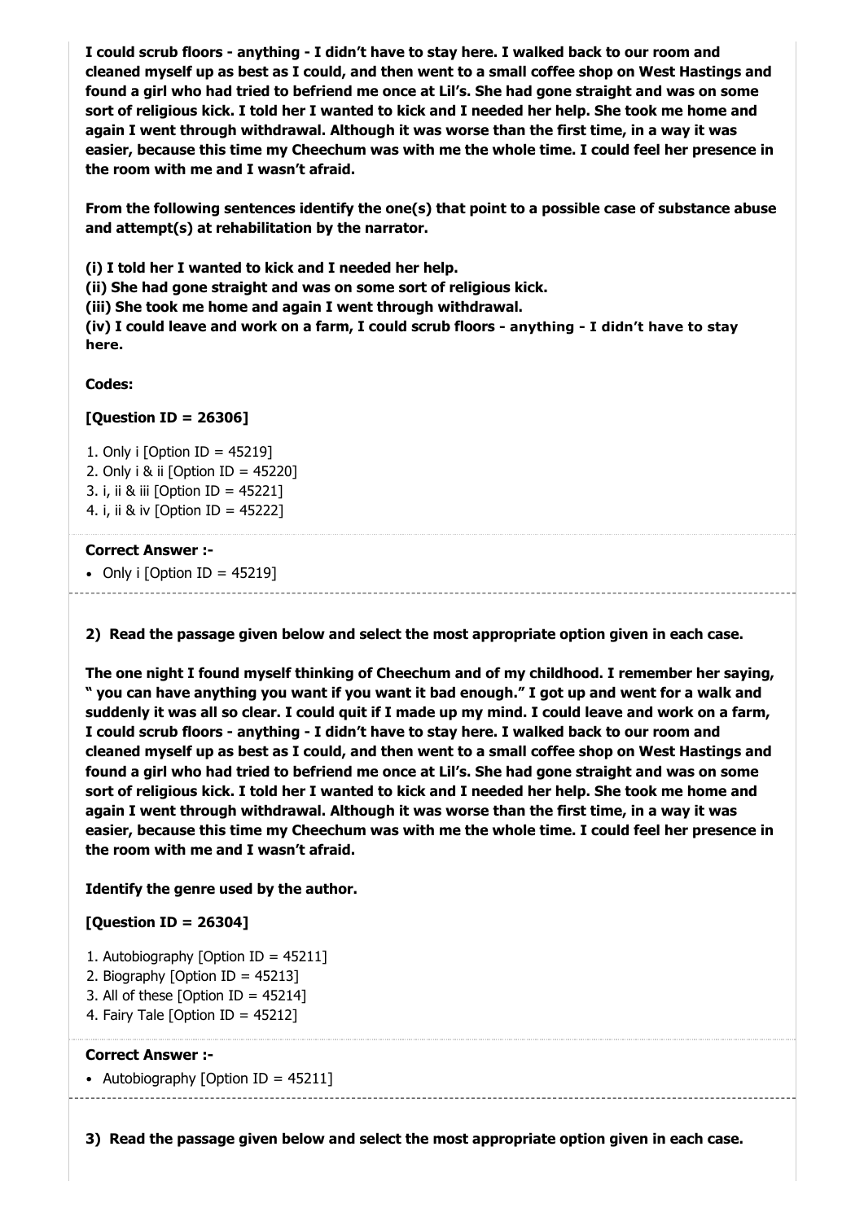**I could scrub floors - anything - I didn't have to stay here. I walked back to our room and cleaned myself up as best as I could, and then went to a small coffee shop on West Hastings and found a girl who had tried to befriend me once at Lil's. She had gone straight and was on some sort of religious kick. I told her I wanted to kick and I needed her help. She took me home and again I went through withdrawal. Although it was worse than the first time, in a way it was easier, because this time my Cheechum was with me the whole time. I could feel her presence in the room with me and I wasn't afraid.**

**From the following sentences identify the one(s) that point to a possible case of substance abuse and attempt(s) at rehabilitation by the narrator.**

**(i) I told her I wanted to kick and I needed her help.**
**(ii) She had gone straight and was on some sort of religious kick.**
**(iii) She took me home and again I went through withdrawal.**
**(iv) I could leave and work on a farm, I could scrub floors - anything - I didn't have to stay here.**

**Codes:**

**[Question ID = 26306]**

1. Only i [Option ID = 45219]
2. Only i & ii [Option ID = 45220]
3. i, ii & iii [Option ID = 45221]
4. i, ii & iv [Option ID = 45222]

**Correct Answer :-**

- Only i [Option ID = 45219]

---

**2) Read the passage given below and select the most appropriate option given in each case.**

**The one night I found myself thinking of Cheechum and of my childhood. I remember her saying, " you can have anything you want if you want it bad enough." I got up and went for a walk and suddenly it was all so clear. I could quit if I made up my mind. I could leave and work on a farm, I could scrub floors - anything - I didn't have to stay here. I walked back to our room and cleaned myself up as best as I could, and then went to a small coffee shop on West Hastings and found a girl who had tried to befriend me once at Lil's. She had gone straight and was on some sort of religious kick. I told her I wanted to kick and I needed her help. She took me home and again I went through withdrawal. Although it was worse than the first time, in a way it was easier, because this time my Cheechum was with me the whole time. I could feel her presence in the room with me and I wasn't afraid.**

**Identify the genre used by the author.**

**[Question ID = 26304]**

1. Autobiography [Option ID = 45211]
2. Biography [Option ID = 45213]
3. All of these [Option ID = 45214]
4. Fairy Tale [Option ID = 45212]

**Correct Answer :-**

- Autobiography [Option ID = 45211]

---

**3) Read the passage given below and select the most appropriate option given in each case.**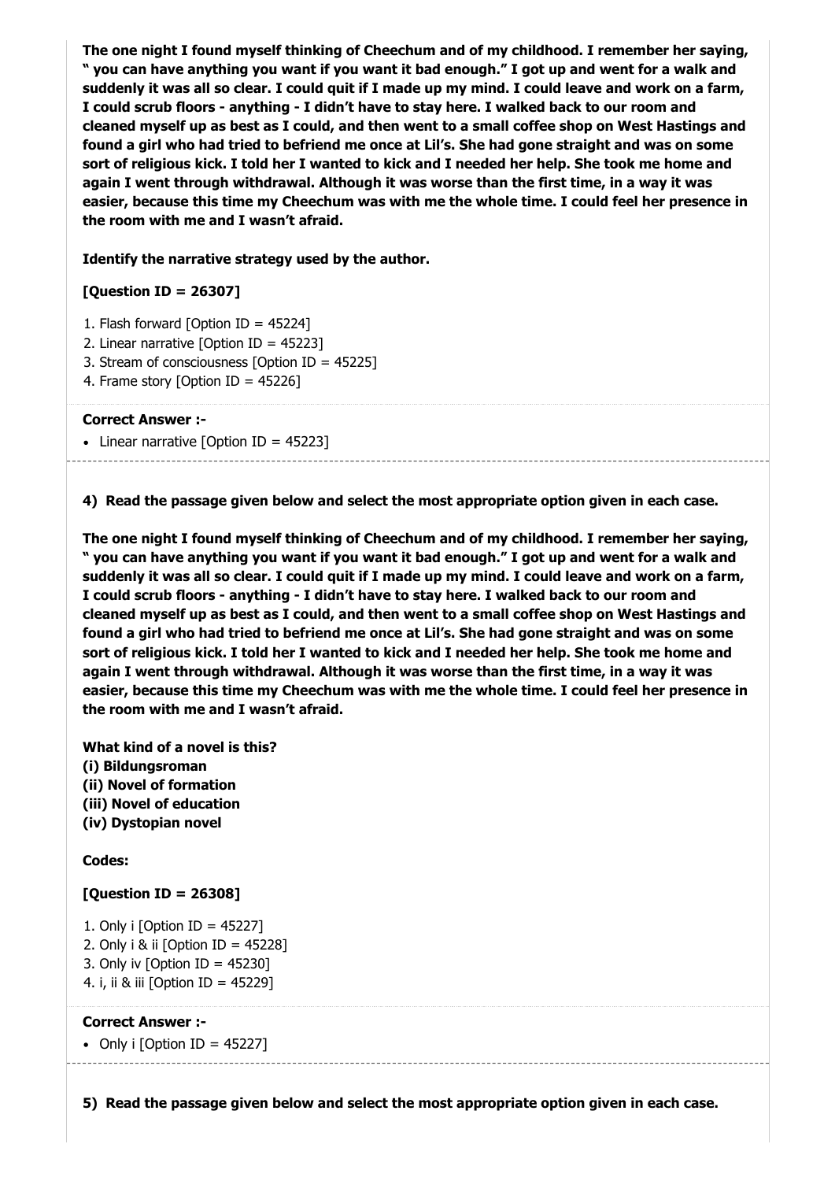**The one night I found myself thinking of Cheechum and of my childhood. I remember her saying, " you can have anything you want if you want it bad enough." I got up and went for a walk and suddenly it was all so clear. I could quit if I made up my mind. I could leave and work on a farm, I could scrub floors - anything - I didn't have to stay here. I walked back to our room and cleaned myself up as best as I could, and then went to a small coffee shop on West Hastings and found a girl who had tried to befriend me once at Lil's. She had gone straight and was on some sort of religious kick. I told her I wanted to kick and I needed her help. She took me home and again I went through withdrawal. Although it was worse than the first time, in a way it was easier, because this time my Cheechum was with me the whole time. I could feel her presence in the room with me and I wasn't afraid.**

**Identify the narrative strategy used by the author.**

**[Question ID = 26307]**

1. Flash forward [Option ID = 45224]
2. Linear narrative [Option ID = 45223]
3. Stream of consciousness [Option ID = 45225]
4. Frame story [Option ID = 45226]

**Correct Answer :-**

- Linear narrative [Option ID = 45223]

---

**4) Read the passage given below and select the most appropriate option given in each case.**

**The one night I found myself thinking of Cheechum and of my childhood. I remember her saying, " you can have anything you want if you want it bad enough." I got up and went for a walk and suddenly it was all so clear. I could quit if I made up my mind. I could leave and work on a farm, I could scrub floors - anything - I didn't have to stay here. I walked back to our room and cleaned myself up as best as I could, and then went to a small coffee shop on West Hastings and found a girl who had tried to befriend me once at Lil's. She had gone straight and was on some sort of religious kick. I told her I wanted to kick and I needed her help. She took me home and again I went through withdrawal. Although it was worse than the first time, in a way it was easier, because this time my Cheechum was with me the whole time. I could feel her presence in the room with me and I wasn't afraid.**

**What kind of a novel is this?**
**(i) Bildungsroman**
**(ii) Novel of formation**
**(iii) Novel of education**
**(iv) Dystopian novel**

**Codes:**

**[Question ID = 26308]**

1. Only i [Option ID = 45227]
2. Only i & ii [Option ID = 45228]
3. Only iv [Option ID = 45230]
4. i, ii & iii [Option ID = 45229]

**Correct Answer :-**

- Only i [Option ID = 45227]

---

**5) Read the passage given below and select the most appropriate option given in each case.**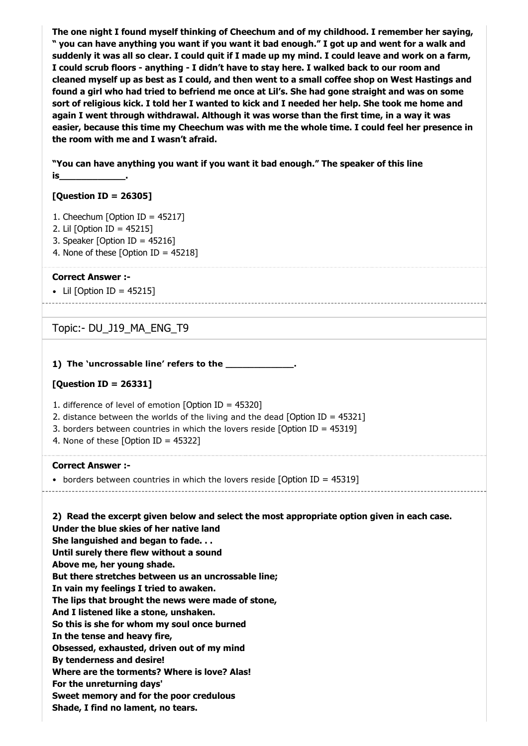**The one night I found myself thinking of Cheechum and of my childhood. I remember her saying, " you can have anything you want if you want it bad enough." I got up and went for a walk and suddenly it was all so clear. I could quit if I made up my mind. I could leave and work on a farm, I could scrub floors - anything - I didn't have to stay here. I walked back to our room and cleaned myself up as best as I could, and then went to a small coffee shop on West Hastings and found a girl who had tried to befriend me once at Lil's. She had gone straight and was on some sort of religious kick. I told her I wanted to kick and I needed her help. She took me home and again I went through withdrawal. Although it was worse than the first time, in a way it was easier, because this time my Cheechum was with me the whole time. I could feel her presence in the room with me and I wasn't afraid.**

**"You can have anything you want if you want it bad enough." The speaker of this line is_____________.**

**[Question ID = 26305]**

1. Cheechum [Option ID = 45217]
2. Lil [Option ID = 45215]
3. Speaker [Option ID = 45216]
4. None of these [Option ID = 45218]

**Correct Answer :-**

- Lil [Option ID = 45215]

---

Topic:- DU_J19_MA_ENG_T9

**1) The 'uncrossable line' refers to the _____________.**

**[Question ID = 26331]**

1. difference of level of emotion [Option ID = 45320]
2. distance between the worlds of the living and the dead [Option ID = 45321]
3. borders between countries in which the lovers reside [Option ID = 45319]
4. None of these [Option ID = 45322]

**Correct Answer :-**

- borders between countries in which the lovers reside [Option ID = 45319]

---

**2) Read the excerpt given below and select the most appropriate option given in each case.**
**Under the blue skies of her native land**
**She languished and began to fade. . .**
**Until surely there flew without a sound**
**Above me, her young shade.**
**But there stretches between us an uncrossable line;**
**In vain my feelings I tried to awaken.**
**The lips that brought the news were made of stone,**
**And I listened like a stone, unshaken.**
**So this is she for whom my soul once burned**
**In the tense and heavy fire,**
**Obsessed, exhausted, driven out of my mind**
**By tenderness and desire!**
**Where are the torments? Where is love? Alas!**
**For the unreturning days'**
**Sweet memory and for the poor credulous**
**Shade, I find no lament, no tears.**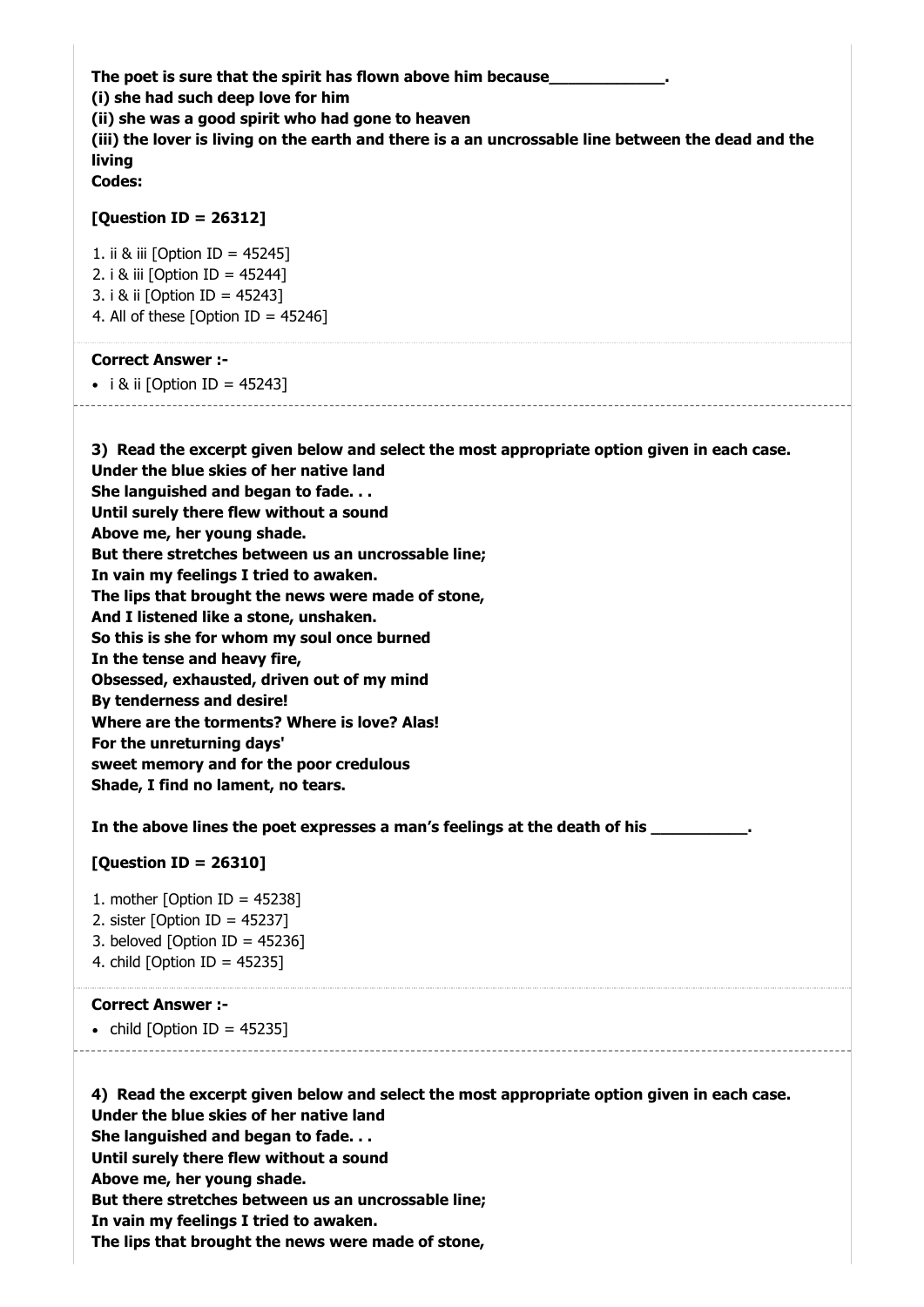**The poet is sure that the spirit has flown above him because_____________.**
**(i) she had such deep love for him**
**(ii) she was a good spirit who had gone to heaven**
**(iii) the lover is living on the earth and there is a an uncrossable line between the dead and the living**
**Codes:**

**[Question ID = 26312]**

1. ii & iii [Option ID = 45245]
2. i & iii [Option ID = 45244]
3. i & ii [Option ID = 45243]
4. All of these [Option ID = 45246]

**Correct Answer :-**

- i & ii [Option ID = 45243]

---

**3) Read the excerpt given below and select the most appropriate option given in each case.**
**Under the blue skies of her native land**
**She languished and began to fade. . .**
**Until surely there flew without a sound**
**Above me, her young shade.**
**But there stretches between us an uncrossable line;**
**In vain my feelings I tried to awaken.**
**The lips that brought the news were made of stone,**
**And I listened like a stone, unshaken.**
**So this is she for whom my soul once burned**
**In the tense and heavy fire,**
**Obsessed, exhausted, driven out of my mind**
**By tenderness and desire!**
**Where are the torments? Where is love? Alas!**
**For the unreturning days'**
**sweet memory and for the poor credulous**
**Shade, I find no lament, no tears.**

**In the above lines the poet expresses a man's feelings at the death of his ___________.**

**[Question ID = 26310]**

1. mother [Option ID = 45238]
2. sister [Option ID = 45237]
3. beloved [Option ID = 45236]
4. child [Option ID = 45235]

**Correct Answer :-**

- child [Option ID = 45235]

---

**4) Read the excerpt given below and select the most appropriate option given in each case.**
**Under the blue skies of her native land**
**She languished and began to fade. . .**
**Until surely there flew without a sound**
**Above me, her young shade.**
**But there stretches between us an uncrossable line;**
**In vain my feelings I tried to awaken.**
**The lips that brought the news were made of stone,**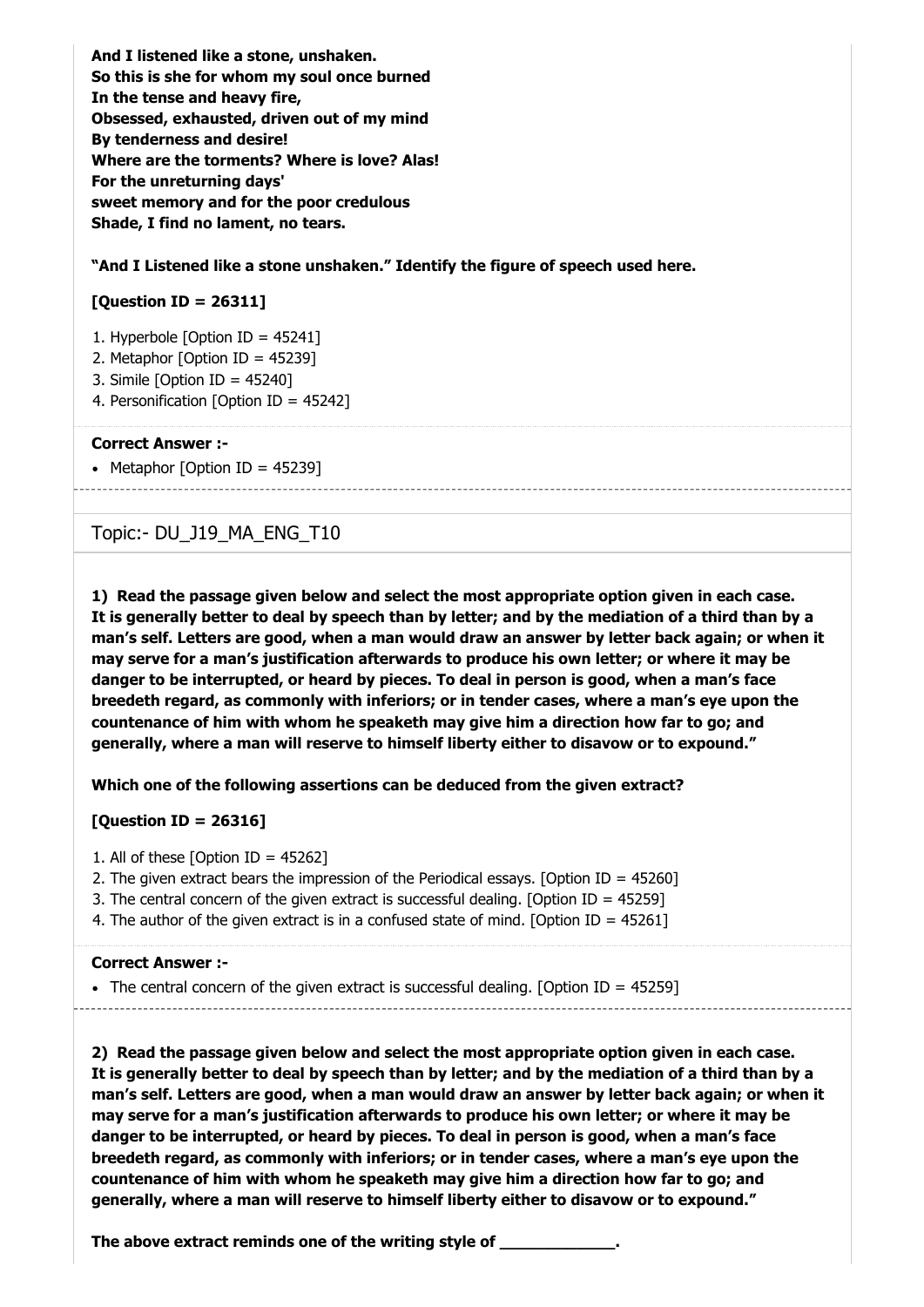**And I listened like a stone, unshaken.**
**So this is she for whom my soul once burned**
**In the tense and heavy fire,**
**Obsessed, exhausted, driven out of my mind**
**By tenderness and desire!**
**Where are the torments? Where is love? Alas!**
**For the unreturning days'**
**sweet memory and for the poor credulous**
**Shade, I find no lament, no tears.**

**"And I Listened like a stone unshaken." Identify the figure of speech used here.**

**[Question ID = 26311]**

1. Hyperbole [Option ID = 45241]
2. Metaphor [Option ID = 45239]
3. Simile [Option ID = 45240]
4. Personification [Option ID = 45242]

**Correct Answer :-**

- Metaphor [Option ID = 45239]

## Topic:- DU_J19_MA_ENG_T10

**1) Read the passage given below and select the most appropriate option given in each case.**
**It is generally better to deal by speech than by letter; and by the mediation of a third than by a man's self. Letters are good, when a man would draw an answer by letter back again; or when it may serve for a man's justification afterwards to produce his own letter; or where it may be danger to be interrupted, or heard by pieces. To deal in person is good, when a man's face breedeth regard, as commonly with inferiors; or in tender cases, where a man's eye upon the countenance of him with whom he speaketh may give him a direction how far to go; and generally, where a man will reserve to himself liberty either to disavow or to expound."**

**Which one of the following assertions can be deduced from the given extract?**

**[Question ID = 26316]**

1. All of these [Option ID = 45262]
2. The given extract bears the impression of the Periodical essays. [Option ID = 45260]
3. The central concern of the given extract is successful dealing. [Option ID = 45259]
4. The author of the given extract is in a confused state of mind. [Option ID = 45261]

**Correct Answer :-**

- The central concern of the given extract is successful dealing. [Option ID = 45259]

**2) Read the passage given below and select the most appropriate option given in each case.**
**It is generally better to deal by speech than by letter; and by the mediation of a third than by a man's self. Letters are good, when a man would draw an answer by letter back again; or when it may serve for a man's justification afterwards to produce his own letter; or where it may be danger to be interrupted, or heard by pieces. To deal in person is good, when a man's face breedeth regard, as commonly with inferiors; or in tender cases, where a man's eye upon the countenance of him with whom he speaketh may give him a direction how far to go; and generally, where a man will reserve to himself liberty either to disavow or to expound."**

**The above extract reminds one of the writing style of \_\_\_\_\_\_\_\_\_\_\_\_\_.**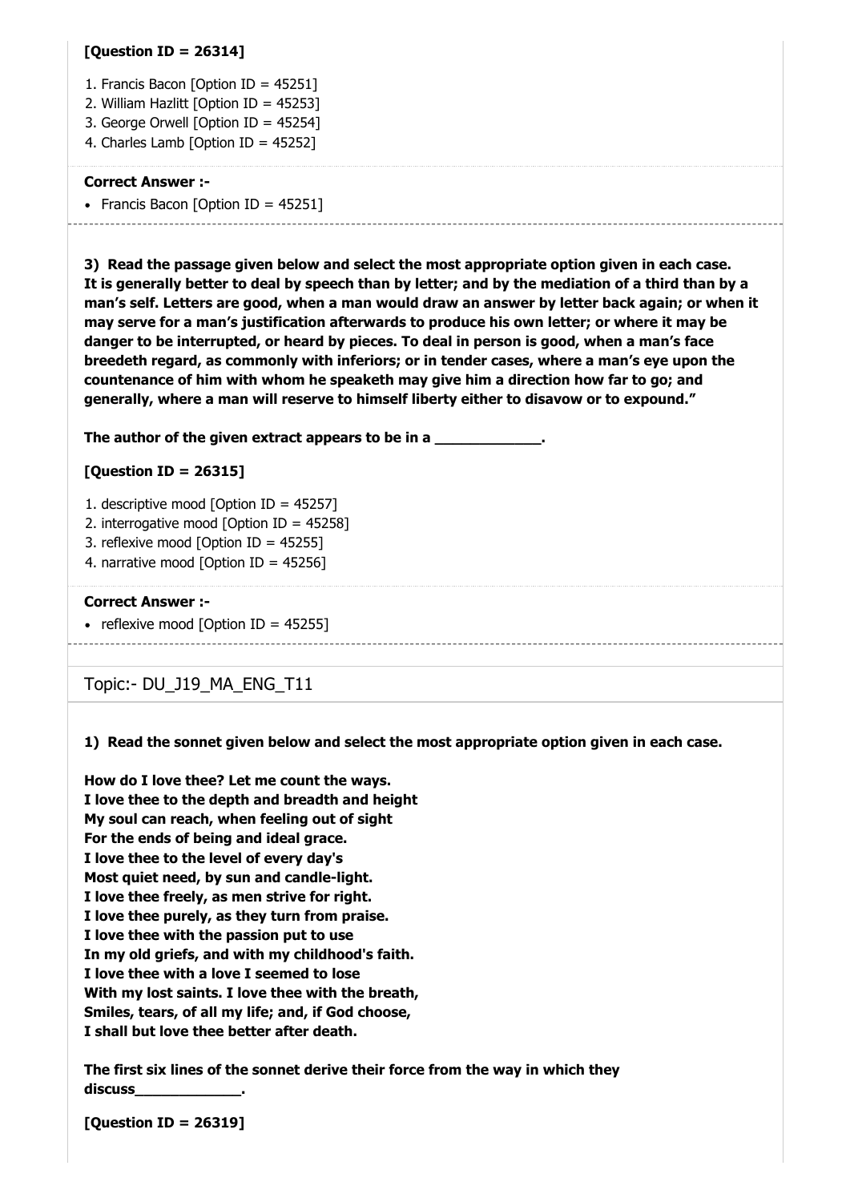**[Question ID = 26314]**

1. Francis Bacon [Option ID = 45251]
2. William Hazlitt [Option ID = 45253]
3. George Orwell [Option ID = 45254]
4. Charles Lamb [Option ID = 45252]

**Correct Answer :-**

- Francis Bacon [Option ID = 45251]

**3) Read the passage given below and select the most appropriate option given in each case.**
**It is generally better to deal by speech than by letter; and by the mediation of a third than by a man's self. Letters are good, when a man would draw an answer by letter back again; or when it may serve for a man's justification afterwards to produce his own letter; or where it may be danger to be interrupted, or heard by pieces. To deal in person is good, when a man's face breedeth regard, as commonly with inferiors; or in tender cases, where a man's eye upon the countenance of him with whom he speaketh may give him a direction how far to go; and generally, where a man will reserve to himself liberty either to disavow or to expound."**

**The author of the given extract appears to be in a _____________.**

**[Question ID = 26315]**

1. descriptive mood [Option ID = 45257]
2. interrogative mood [Option ID = 45258]
3. reflexive mood [Option ID = 45255]
4. narrative mood [Option ID = 45256]

**Correct Answer :-**

- reflexive mood [Option ID = 45255]

## Topic:- DU_J19_MA_ENG_T11

**1) Read the sonnet given below and select the most appropriate option given in each case.**

**How do I love thee? Let me count the ways.**
**I love thee to the depth and breadth and height**
**My soul can reach, when feeling out of sight**
**For the ends of being and ideal grace.**
**I love thee to the level of every day's**
**Most quiet need, by sun and candle-light.**
**I love thee freely, as men strive for right.**
**I love thee purely, as they turn from praise.**
**I love thee with the passion put to use**
**In my old griefs, and with my childhood's faith.**
**I love thee with a love I seemed to lose**
**With my lost saints. I love thee with the breath,**
**Smiles, tears, of all my life; and, if God choose,**
**I shall but love thee better after death.**

**The first six lines of the sonnet derive their force from the way in which they discuss_____________.**

**[Question ID = 26319]**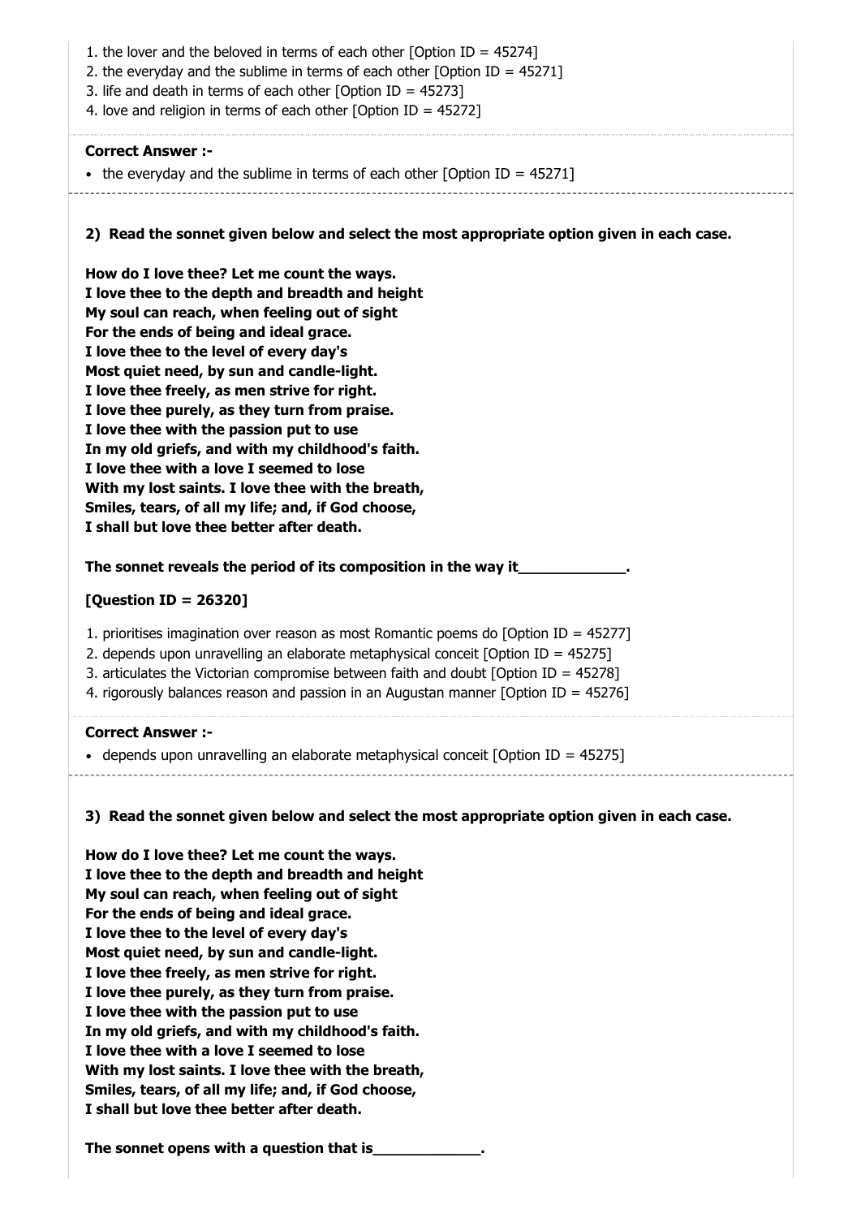1. the lover and the beloved in terms of each other [Option ID = 45274]
2. the everyday and the sublime in terms of each other [Option ID = 45271]
3. life and death in terms of each other [Option ID = 45273]
4. love and religion in terms of each other [Option ID = 45272]

**Correct Answer :-**

- the everyday and the sublime in terms of each other [Option ID = 45271]

---

**2) Read the sonnet given below and select the most appropriate option given in each case.**

**How do I love thee? Let me count the ways.**
**I love thee to the depth and breadth and height**
**My soul can reach, when feeling out of sight**
**For the ends of being and ideal grace.**
**I love thee to the level of every day's**
**Most quiet need, by sun and candle-light.**
**I love thee freely, as men strive for right.**
**I love thee purely, as they turn from praise.**
**I love thee with the passion put to use**
**In my old griefs, and with my childhood's faith.**
**I love thee with a love I seemed to lose**
**With my lost saints. I love thee with the breath,**
**Smiles, tears, of all my life; and, if God choose,**
**I shall but love thee better after death.**

**The sonnet reveals the period of its composition in the way it_____________.**

**[Question ID = 26320]**

1. prioritises imagination over reason as most Romantic poems do [Option ID = 45277]
2. depends upon unravelling an elaborate metaphysical conceit [Option ID = 45275]
3. articulates the Victorian compromise between faith and doubt [Option ID = 45278]
4. rigorously balances reason and passion in an Augustan manner [Option ID = 45276]

**Correct Answer :-**

- depends upon unravelling an elaborate metaphysical conceit [Option ID = 45275]

---

**3) Read the sonnet given below and select the most appropriate option given in each case.**

**How do I love thee? Let me count the ways.**
**I love thee to the depth and breadth and height**
**My soul can reach, when feeling out of sight**
**For the ends of being and ideal grace.**
**I love thee to the level of every day's**
**Most quiet need, by sun and candle-light.**
**I love thee freely, as men strive for right.**
**I love thee purely, as they turn from praise.**
**I love thee with the passion put to use**
**In my old griefs, and with my childhood's faith.**
**I love thee with a love I seemed to lose**
**With my lost saints. I love thee with the breath,**
**Smiles, tears, of all my life; and, if God choose,**
**I shall but love thee better after death.**

**The sonnet opens with a question that is_____________.**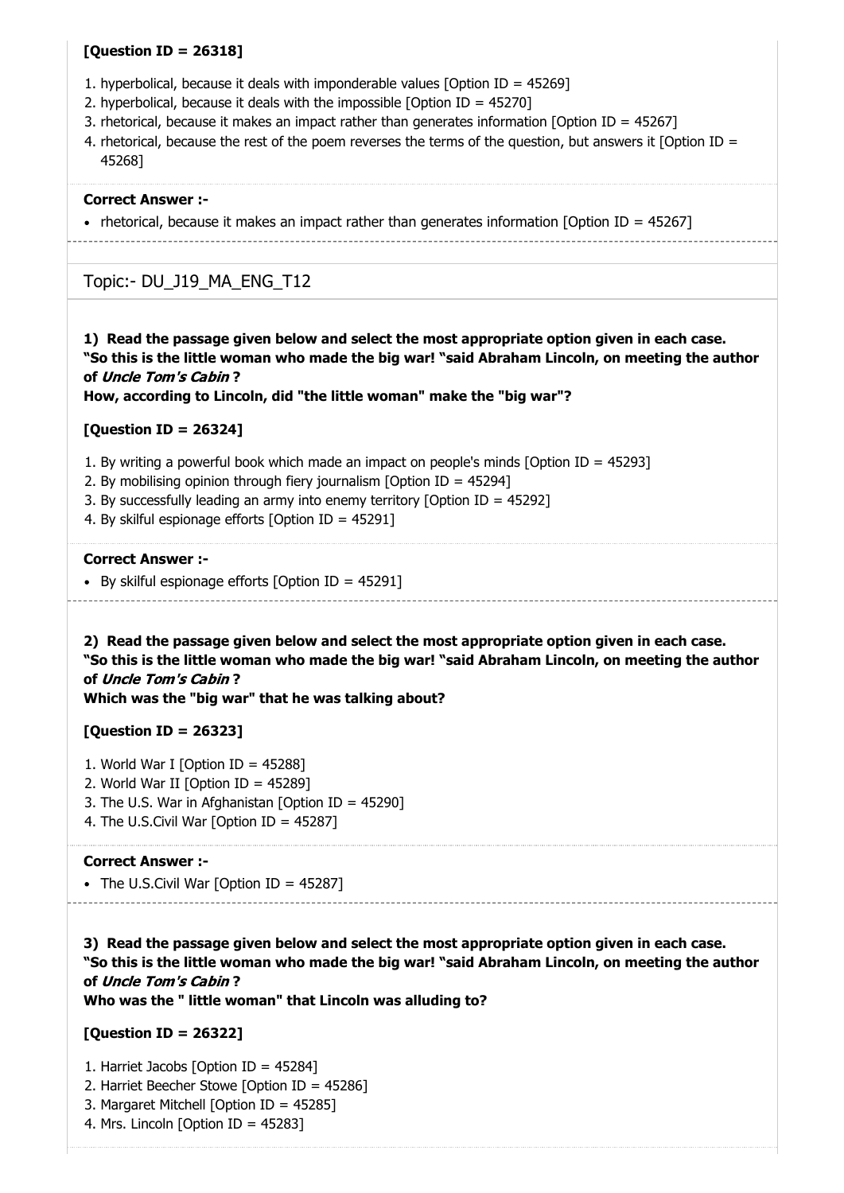**[Question ID = 26318]**

1. hyperbolical, because it deals with imponderable values [Option ID = 45269]
2. hyperbolical, because it deals with the impossible [Option ID = 45270]
3. rhetorical, because it makes an impact rather than generates information [Option ID = 45267]
4. rhetorical, because the rest of the poem reverses the terms of the question, but answers it [Option ID = 45268]

**Correct Answer :-**

- rhetorical, because it makes an impact rather than generates information [Option ID = 45267]

## Topic:- DU_J19_MA_ENG_T12

**1) Read the passage given below and select the most appropriate option given in each case.**
**“So this is the little woman who made the big war! “said Abraham Lincoln, on meeting the author of *Uncle Tom's Cabin* ?**
**How, according to Lincoln, did "the little woman" make the "big war"?**

**[Question ID = 26324]**

1. By writing a powerful book which made an impact on people's minds [Option ID = 45293]
2. By mobilising opinion through fiery journalism [Option ID = 45294]
3. By successfully leading an army into enemy territory [Option ID = 45292]
4. By skilful espionage efforts [Option ID = 45291]

**Correct Answer :-**

- By skilful espionage efforts [Option ID = 45291]

**2) Read the passage given below and select the most appropriate option given in each case.**
**“So this is the little woman who made the big war! “said Abraham Lincoln, on meeting the author of *Uncle Tom's Cabin* ?**
**Which was the "big war" that he was talking about?**

**[Question ID = 26323]**

1. World War I [Option ID = 45288]
2. World War II [Option ID = 45289]
3. The U.S. War in Afghanistan [Option ID = 45290]
4. The U.S.Civil War [Option ID = 45287]

**Correct Answer :-**

- The U.S.Civil War [Option ID = 45287]

**3) Read the passage given below and select the most appropriate option given in each case.**
**“So this is the little woman who made the big war! “said Abraham Lincoln, on meeting the author of *Uncle Tom's Cabin* ?**
**Who was the " little woman" that Lincoln was alluding to?**

**[Question ID = 26322]**

1. Harriet Jacobs [Option ID = 45284]
2. Harriet Beecher Stowe [Option ID = 45286]
3. Margaret Mitchell [Option ID = 45285]
4. Mrs. Lincoln [Option ID = 45283]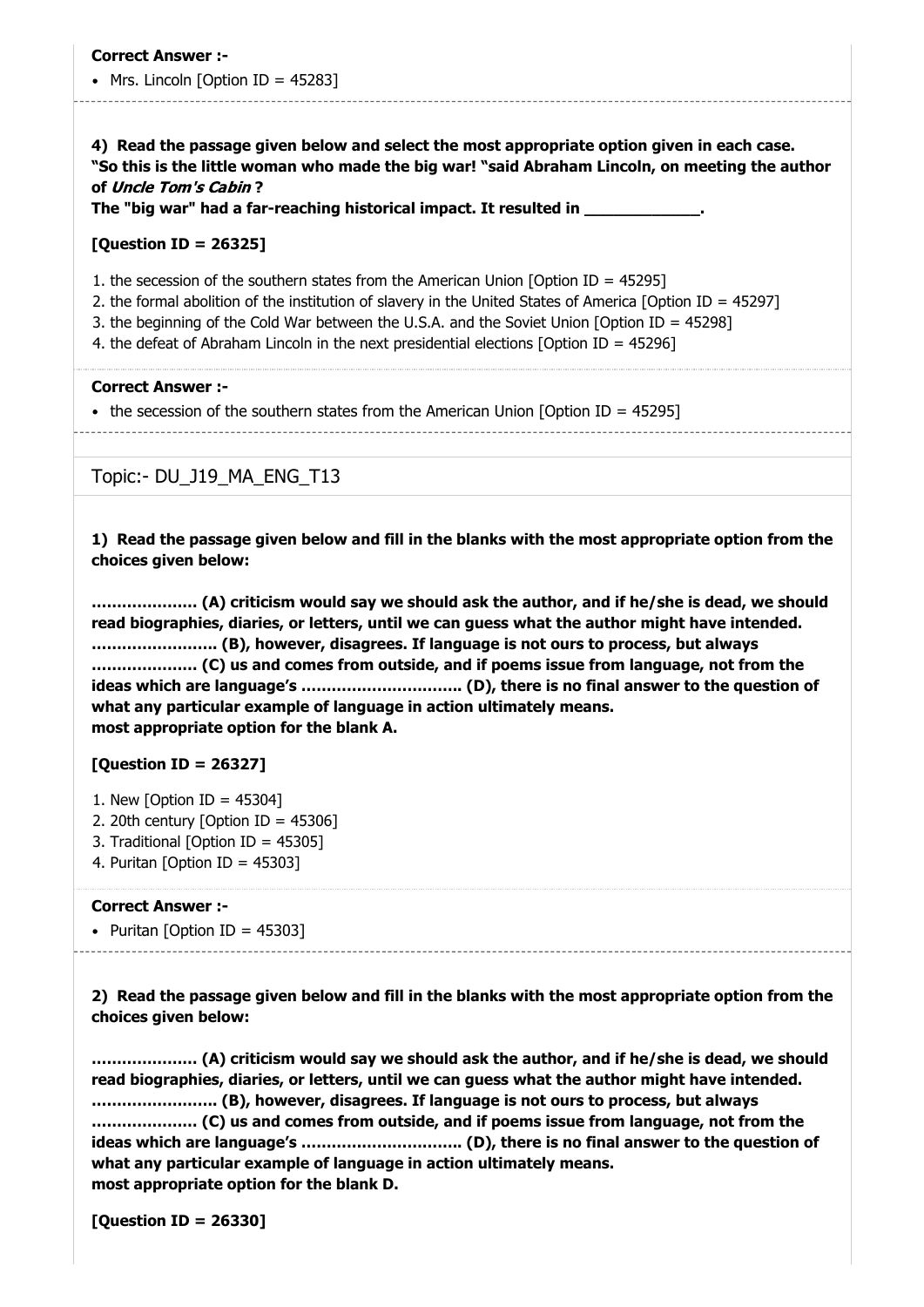**Correct Answer :-**

- Mrs. Lincoln [Option ID = 45283]

**4) Read the passage given below and select the most appropriate option given in each case.**
**"So this is the little woman who made the big war! "said Abraham Lincoln, on meeting the author of *Uncle Tom's Cabin* ?**
**The "big war" had a far-reaching historical impact. It resulted in _____________.**

**[Question ID = 26325]**

1. the secession of the southern states from the American Union [Option ID = 45295]
2. the formal abolition of the institution of slavery in the United States of America [Option ID = 45297]
3. the beginning of the Cold War between the U.S.A. and the Soviet Union [Option ID = 45298]
4. the defeat of Abraham Lincoln in the next presidential elections [Option ID = 45296]

**Correct Answer :-**

- the secession of the southern states from the American Union [Option ID = 45295]

## Topic:- DU_J19_MA_ENG_T13

**1) Read the passage given below and fill in the blanks with the most appropriate option from the choices given below:**

**………………… (A) criticism would say we should ask the author, and if he/she is dead, we should read biographies, diaries, or letters, until we can guess what the author might have intended. …………………… (B), however, disagrees. If language is not ours to process, but always ………………… (C) us and comes from outside, and if poems issue from language, not from the ideas which are language's ………………………….. (D), there is no final answer to the question of what any particular example of language in action ultimately means.**
**most appropriate option for the blank A.**

**[Question ID = 26327]**

1. New [Option ID = 45304]
2. 20th century [Option ID = 45306]
3. Traditional [Option ID = 45305]
4. Puritan [Option ID = 45303]

**Correct Answer :-**

- Puritan [Option ID = 45303]

**2) Read the passage given below and fill in the blanks with the most appropriate option from the choices given below:**

**………………… (A) criticism would say we should ask the author, and if he/she is dead, we should read biographies, diaries, or letters, until we can guess what the author might have intended. …………………… (B), however, disagrees. If language is not ours to process, but always ………………… (C) us and comes from outside, and if poems issue from language, not from the ideas which are language's ………………………….. (D), there is no final answer to the question of what any particular example of language in action ultimately means.**
**most appropriate option for the blank D.**

**[Question ID = 26330]**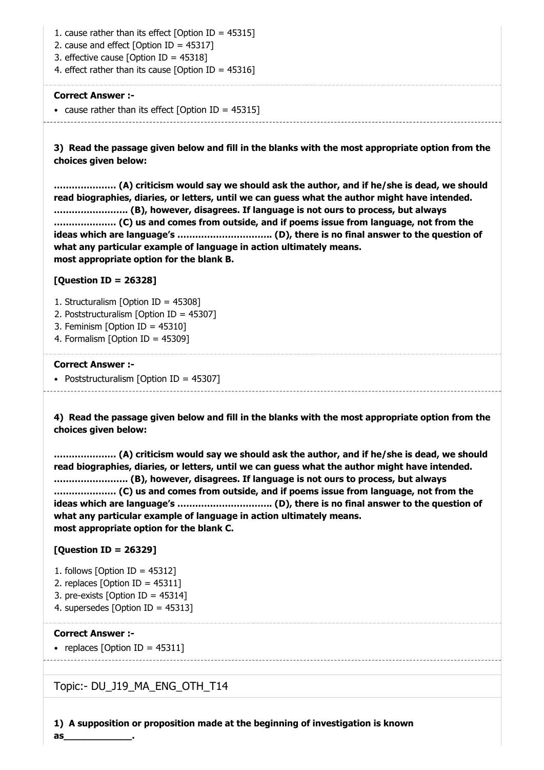1. cause rather than its effect [Option ID = 45315]
2. cause and effect [Option ID = 45317]
3. effective cause [Option ID = 45318]
4. effect rather than its cause [Option ID = 45316]

**Correct Answer :-**

- cause rather than its effect [Option ID = 45315]

**3) Read the passage given below and fill in the blanks with the most appropriate option from the choices given below:**

**………………… (A) criticism would say we should ask the author, and if he/she is dead, we should read biographies, diaries, or letters, until we can guess what the author might have intended. …………………… (B), however, disagrees. If language is not ours to process, but always ………………… (C) us and comes from outside, and if poems issue from language, not from the ideas which are language's ………………………….. (D), there is no final answer to the question of what any particular example of language in action ultimately means.
most appropriate option for the blank B.**

**[Question ID = 26328]**

1. Structuralism [Option ID = 45308]
2. Poststructuralism [Option ID = 45307]
3. Feminism [Option ID = 45310]
4. Formalism [Option ID = 45309]

**Correct Answer :-**

- Poststructuralism [Option ID = 45307]

**4) Read the passage given below and fill in the blanks with the most appropriate option from the choices given below:**

**………………… (A) criticism would say we should ask the author, and if he/she is dead, we should read biographies, diaries, or letters, until we can guess what the author might have intended. …………………… (B), however, disagrees. If language is not ours to process, but always ………………… (C) us and comes from outside, and if poems issue from language, not from the ideas which are language's ………………………….. (D), there is no final answer to the question of what any particular example of language in action ultimately means.
most appropriate option for the blank C.**

**[Question ID = 26329]**

1. follows [Option ID = 45312]
2. replaces [Option ID = 45311]
3. pre-exists [Option ID = 45314]
4. supersedes [Option ID = 45313]

**Correct Answer :-**

- replaces [Option ID = 45311]

## Topic:- DU_J19_MA_ENG_OTH_T14

**1) A supposition or proposition made at the beginning of investigation is known as_____________.**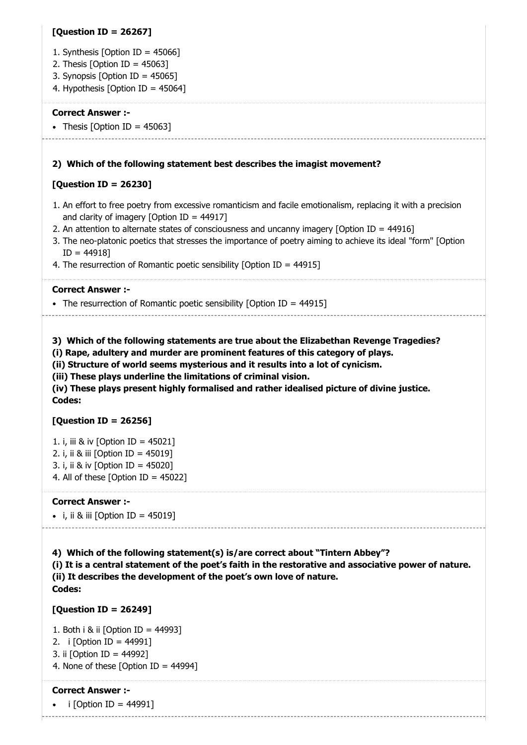**[Question ID = 26267]**

1. Synthesis [Option ID = 45066]
2. Thesis [Option ID = 45063]
3. Synopsis [Option ID = 45065]
4. Hypothesis [Option ID = 45064]

**Correct Answer :-**

- Thesis [Option ID = 45063]

**2) Which of the following statement best describes the imagist movement?**

**[Question ID = 26230]**

1. An effort to free poetry from excessive romanticism and facile emotionalism, replacing it with a precision and clarity of imagery [Option ID = 44917]
2. An attention to alternate states of consciousness and uncanny imagery [Option ID = 44916]
3. The neo-platonic poetics that stresses the importance of poetry aiming to achieve its ideal "form" [Option ID = 44918]
4. The resurrection of Romantic poetic sensibility [Option ID = 44915]

**Correct Answer :-**

- The resurrection of Romantic poetic sensibility [Option ID = 44915]

**3) Which of the following statements are true about the Elizabethan Revenge Tragedies?**
**(i) Rape, adultery and murder are prominent features of this category of plays.**
**(ii) Structure of world seems mysterious and it results into a lot of cynicism.**
**(iii) These plays underline the limitations of criminal vision.**
**(iv) These plays present highly formalised and rather idealised picture of divine justice.**
**Codes:**

**[Question ID = 26256]**

1. i, iii & iv [Option ID = 45021]
2. i, ii & iii [Option ID = 45019]
3. i, ii & iv [Option ID = 45020]
4. All of these [Option ID = 45022]

**Correct Answer :-**

- i, ii & iii [Option ID = 45019]

**4) Which of the following statement(s) is/are correct about "Tintern Abbey"?**
**(i) It is a central statement of the poet's faith in the restorative and associative power of nature.**
**(ii) It describes the development of the poet's own love of nature.**
**Codes:**

**[Question ID = 26249]**

1. Both i & ii [Option ID = 44993]
2. i [Option ID = 44991]
3. ii [Option ID = 44992]
4. None of these [Option ID = 44994]

**Correct Answer :-**

- i [Option ID = 44991]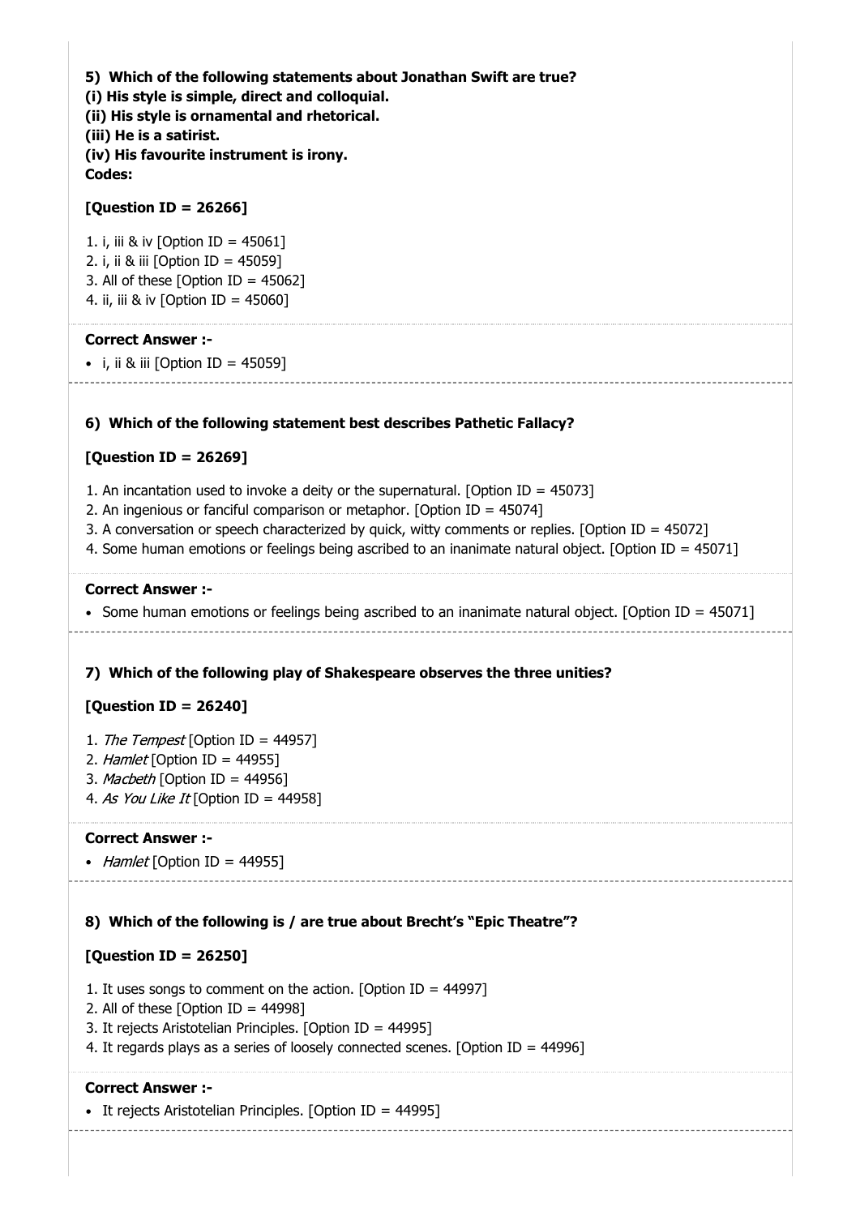**5) Which of the following statements about Jonathan Swift are true?**
**(i) His style is simple, direct and colloquial.**
**(ii) His style is ornamental and rhetorical.**
**(iii) He is a satirist.**
**(iv) His favourite instrument is irony.**
**Codes:**

**[Question ID = 26266]**

1. i, iii & iv [Option ID = 45061]
2. i, ii & iii [Option ID = 45059]
3. All of these [Option ID = 45062]
4. ii, iii & iv [Option ID = 45060]

**Correct Answer :-**

- i, ii & iii [Option ID = 45059]

---

**6) Which of the following statement best describes Pathetic Fallacy?**

**[Question ID = 26269]**

1. An incantation used to invoke a deity or the supernatural. [Option ID = 45073]
2. An ingenious or fanciful comparison or metaphor. [Option ID = 45074]
3. A conversation or speech characterized by quick, witty comments or replies. [Option ID = 45072]
4. Some human emotions or feelings being ascribed to an inanimate natural object. [Option ID = 45071]

**Correct Answer :-**

- Some human emotions or feelings being ascribed to an inanimate natural object. [Option ID = 45071]

---

**7) Which of the following play of Shakespeare observes the three unities?**

**[Question ID = 26240]**

1. *The Tempest* [Option ID = 44957]
2. *Hamlet* [Option ID = 44955]
3. *Macbeth* [Option ID = 44956]
4. *As You Like It* [Option ID = 44958]

**Correct Answer :-**

- *Hamlet* [Option ID = 44955]

---

**8) Which of the following is / are true about Brecht's "Epic Theatre"?**

**[Question ID = 26250]**

1. It uses songs to comment on the action. [Option ID = 44997]
2. All of these [Option ID = 44998]
3. It rejects Aristotelian Principles. [Option ID = 44995]
4. It regards plays as a series of loosely connected scenes. [Option ID = 44996]

**Correct Answer :-**

- It rejects Aristotelian Principles. [Option ID = 44995]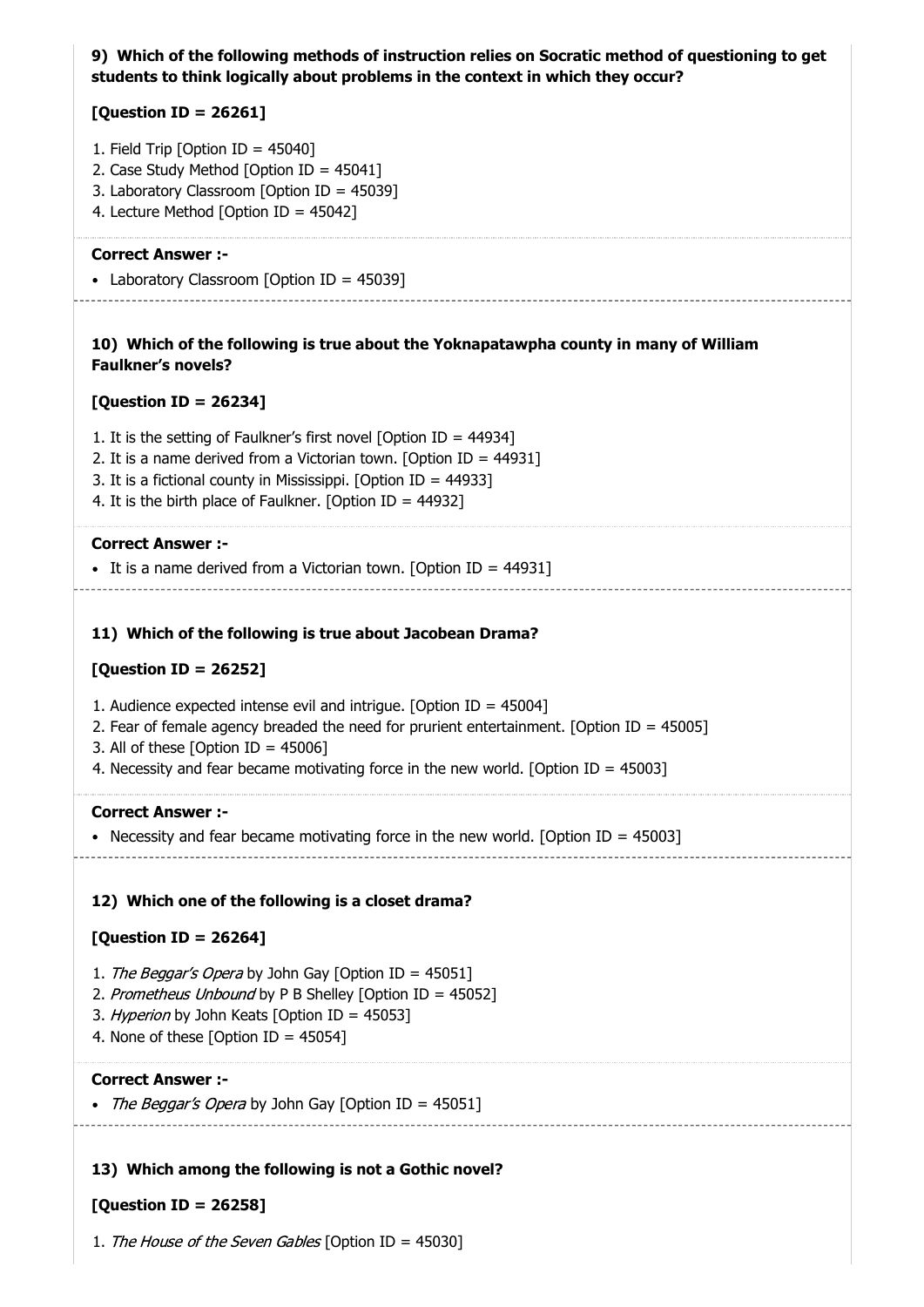**9) Which of the following methods of instruction relies on Socratic method of questioning to get students to think logically about problems in the context in which they occur?**

**[Question ID = 26261]**

1. Field Trip [Option ID = 45040]
2. Case Study Method [Option ID = 45041]
3. Laboratory Classroom [Option ID = 45039]
4. Lecture Method [Option ID = 45042]

**Correct Answer :-**

- Laboratory Classroom [Option ID = 45039]

**10) Which of the following is true about the Yoknapatawpha county in many of William Faulkner's novels?**

**[Question ID = 26234]**

1. It is the setting of Faulkner's first novel [Option ID = 44934]
2. It is a name derived from a Victorian town. [Option ID = 44931]
3. It is a fictional county in Mississippi. [Option ID = 44933]
4. It is the birth place of Faulkner. [Option ID = 44932]

**Correct Answer :-**

- It is a name derived from a Victorian town. [Option ID = 44931]

**11) Which of the following is true about Jacobean Drama?**

**[Question ID = 26252]**

1. Audience expected intense evil and intrigue. [Option ID = 45004]
2. Fear of female agency breaded the need for prurient entertainment. [Option ID = 45005]
3. All of these [Option ID = 45006]
4. Necessity and fear became motivating force in the new world. [Option ID = 45003]

**Correct Answer :-**

- Necessity and fear became motivating force in the new world. [Option ID = 45003]

**12) Which one of the following is a closet drama?**

**[Question ID = 26264]**

1. *The Beggar's Opera* by John Gay [Option ID = 45051]
2. *Prometheus Unbound* by P B Shelley [Option ID = 45052]
3. *Hyperion* by John Keats [Option ID = 45053]
4. None of these [Option ID = 45054]

**Correct Answer :-**

- *The Beggar's Opera* by John Gay [Option ID = 45051]

**13) Which among the following is not a Gothic novel?**

**[Question ID = 26258]**

1. *The House of the Seven Gables* [Option ID = 45030]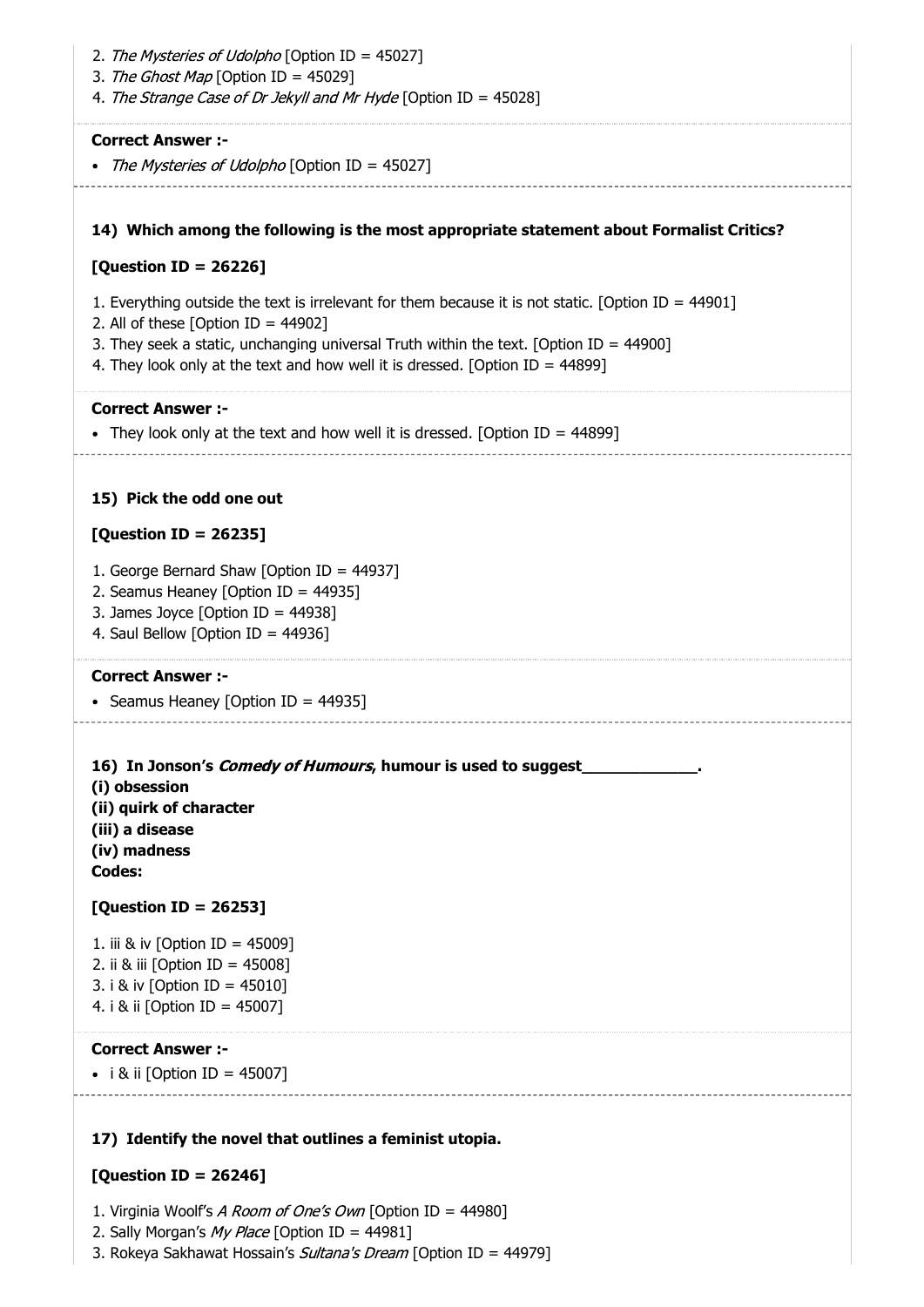2. *The Mysteries of Udolpho* [Option ID = 45027]
3. *The Ghost Map* [Option ID = 45029]
4. *The Strange Case of Dr Jekyll and Mr Hyde* [Option ID = 45028]

**Correct Answer :-**

- *The Mysteries of Udolpho* [Option ID = 45027]

---

**14) Which among the following is the most appropriate statement about Formalist Critics?**

**[Question ID = 26226]**

1. Everything outside the text is irrelevant for them because it is not static. [Option ID = 44901]
2. All of these [Option ID = 44902]
3. They seek a static, unchanging universal Truth within the text. [Option ID = 44900]
4. They look only at the text and how well it is dressed. [Option ID = 44899]

**Correct Answer :-**

- They look only at the text and how well it is dressed. [Option ID = 44899]

---

**15) Pick the odd one out**

**[Question ID = 26235]**

1. George Bernard Shaw [Option ID = 44937]
2. Seamus Heaney [Option ID = 44935]
3. James Joyce [Option ID = 44938]
4. Saul Bellow [Option ID = 44936]

**Correct Answer :-**

- Seamus Heaney [Option ID = 44935]

---

**16) In Jonson's *Comedy of Humours*, humour is used to suggest_____________.**
**(i) obsession**
**(ii) quirk of character**
**(iii) a disease**
**(iv) madness**
**Codes:**

**[Question ID = 26253]**

1. iii & iv [Option ID = 45009]
2. ii & iii [Option ID = 45008]
3. i & iv [Option ID = 45010]
4. i & ii [Option ID = 45007]

**Correct Answer :-**

- i & ii [Option ID = 45007]

---

**17) Identify the novel that outlines a feminist utopia.**

**[Question ID = 26246]**

1. Virginia Woolf's *A Room of One's Own* [Option ID = 44980]
2. Sally Morgan's *My Place* [Option ID = 44981]
3. Rokeya Sakhawat Hossain's *Sultana's Dream* [Option ID = 44979]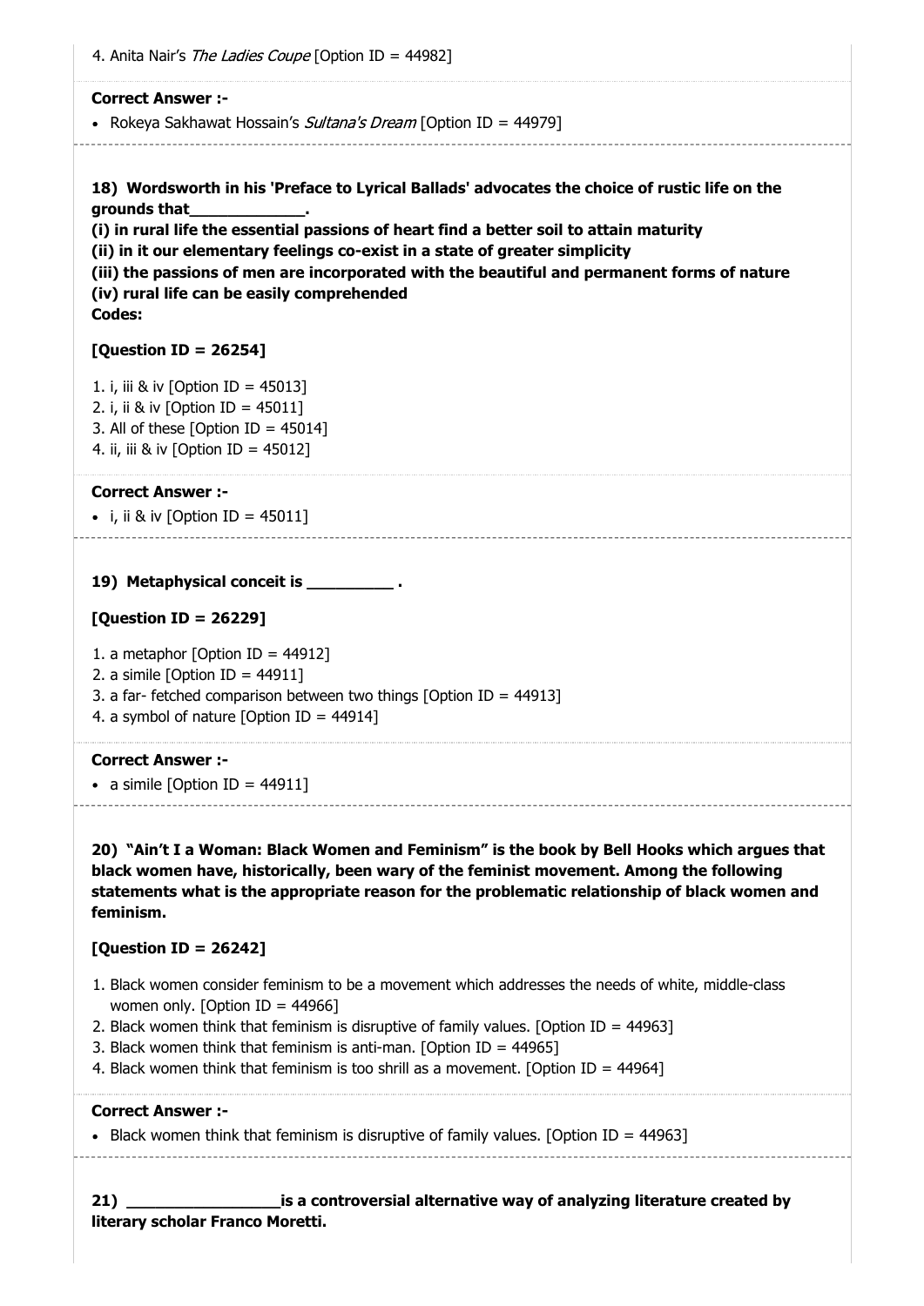4. Anita Nair's *The Ladies Coupe* [Option ID = 44982]

**Correct Answer :-**

- Rokeya Sakhawat Hossain's *Sultana's Dream* [Option ID = 44979]

---

**18) Wordsworth in his 'Preface to Lyrical Ballads' advocates the choice of rustic life on the grounds that_____________.**
**(i) in rural life the essential passions of heart find a better soil to attain maturity**
**(ii) in it our elementary feelings co-exist in a state of greater simplicity**
**(iii) the passions of men are incorporated with the beautiful and permanent forms of nature**
**(iv) rural life can be easily comprehended**
**Codes:**

**[Question ID = 26254]**

1. i, iii & iv [Option ID = 45013]
2. i, ii & iv [Option ID = 45011]
3. All of these [Option ID = 45014]
4. ii, iii & iv [Option ID = 45012]

**Correct Answer :-**

- i, ii & iv [Option ID = 45011]

---

**19) Metaphysical conceit is __________ .**

**[Question ID = 26229]**

1. a metaphor [Option ID = 44912]
2. a simile [Option ID = 44911]
3. a far- fetched comparison between two things [Option ID = 44913]
4. a symbol of nature [Option ID = 44914]

**Correct Answer :-**

- a simile [Option ID = 44911]

---

**20) "Ain't I a Woman: Black Women and Feminism" is the book by Bell Hooks which argues that black women have, historically, been wary of the feminist movement. Among the following statements what is the appropriate reason for the problematic relationship of black women and feminism.**

**[Question ID = 26242]**

1. Black women consider feminism to be a movement which addresses the needs of white, middle-class women only. [Option ID = 44966]
2. Black women think that feminism is disruptive of family values. [Option ID = 44963]
3. Black women think that feminism is anti-man. [Option ID = 44965]
4. Black women think that feminism is too shrill as a movement. [Option ID = 44964]

**Correct Answer :-**

- Black women think that feminism is disruptive of family values. [Option ID = 44963]

---

**21) _________________is a controversial alternative way of analyzing literature created by literary scholar Franco Moretti.**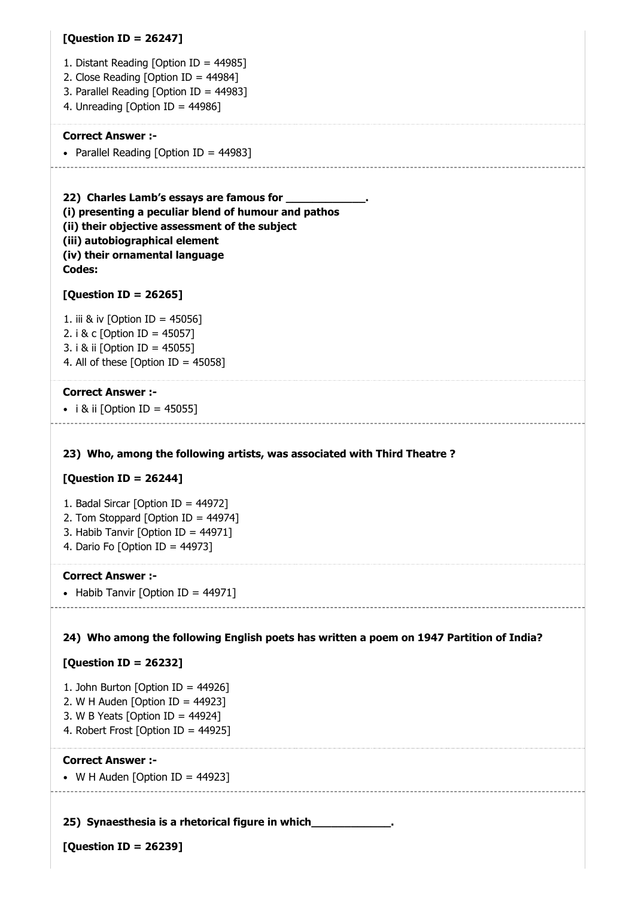**[Question ID = 26247]**

1. Distant Reading [Option ID = 44985]
2. Close Reading [Option ID = 44984]
3. Parallel Reading [Option ID = 44983]
4. Unreading [Option ID = 44986]

**Correct Answer :-**

- Parallel Reading [Option ID = 44983]

---

**22) Charles Lamb's essays are famous for _____________.**
**(i) presenting a peculiar blend of humour and pathos**
**(ii) their objective assessment of the subject**
**(iii) autobiographical element**
**(iv) their ornamental language**
**Codes:**

**[Question ID = 26265]**

1. iii & iv [Option ID = 45056]
2. i & c [Option ID = 45057]
3. i & ii [Option ID = 45055]
4. All of these [Option ID = 45058]

**Correct Answer :-**

- i & ii [Option ID = 45055]

---

**23) Who, among the following artists, was associated with Third Theatre ?**

**[Question ID = 26244]**

1. Badal Sircar [Option ID = 44972]
2. Tom Stoppard [Option ID = 44974]
3. Habib Tanvir [Option ID = 44971]
4. Dario Fo [Option ID = 44973]

**Correct Answer :-**

- Habib Tanvir [Option ID = 44971]

---

**24) Who among the following English poets has written a poem on 1947 Partition of India?**

**[Question ID = 26232]**

1. John Burton [Option ID = 44926]
2. W H Auden [Option ID = 44923]
3. W B Yeats [Option ID = 44924]
4. Robert Frost [Option ID = 44925]

**Correct Answer :-**

- W H Auden [Option ID = 44923]

---

**25) Synaesthesia is a rhetorical figure in which_____________.**

**[Question ID = 26239]**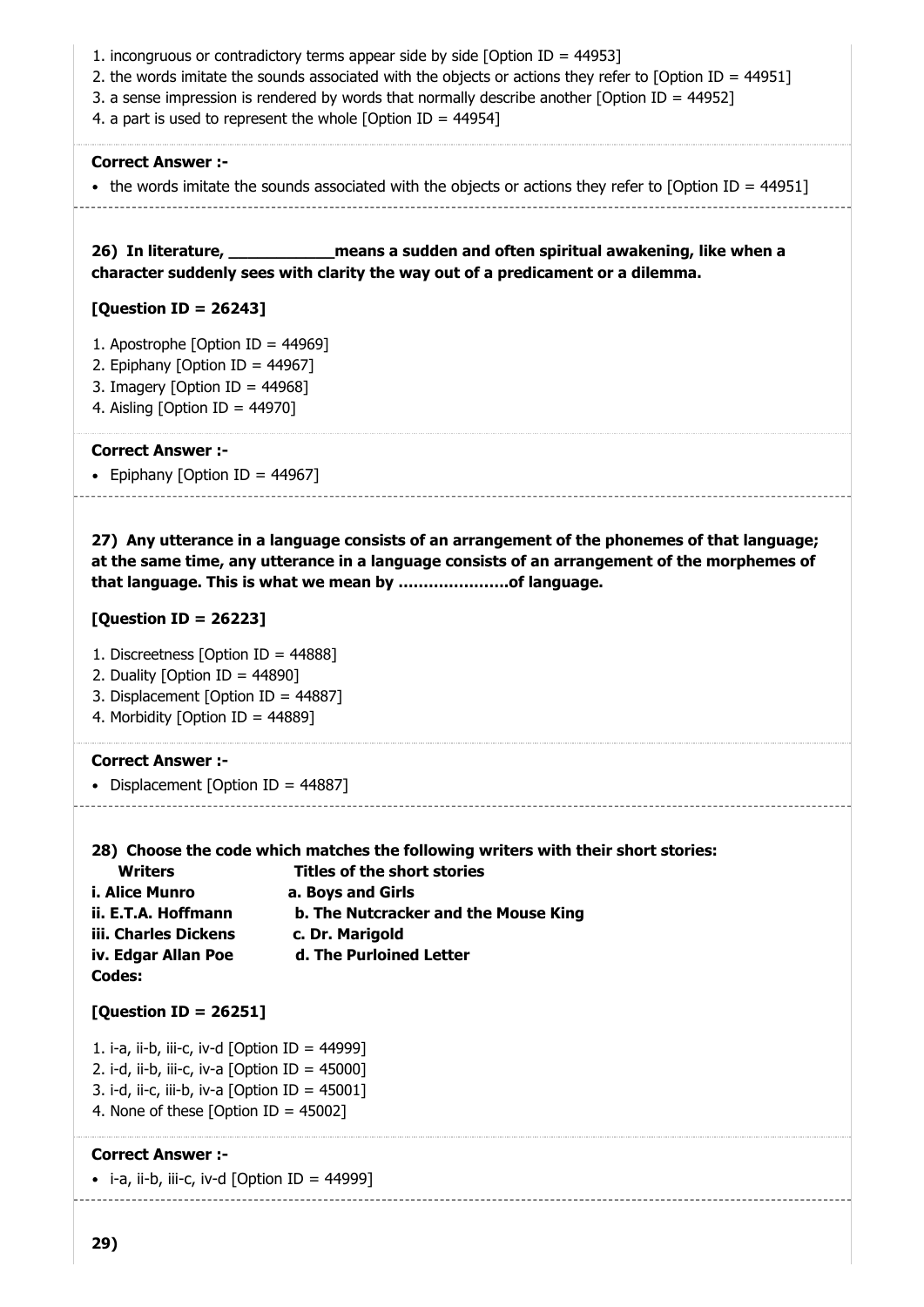1. incongruous or contradictory terms appear side by side [Option ID = 44953]
2. the words imitate the sounds associated with the objects or actions they refer to [Option ID = 44951]
3. a sense impression is rendered by words that normally describe another [Option ID = 44952]
4. a part is used to represent the whole [Option ID = 44954]

**Correct Answer :-**

- the words imitate the sounds associated with the objects or actions they refer to [Option ID = 44951]

**26) In literature, ___________means a sudden and often spiritual awakening, like when a character suddenly sees with clarity the way out of a predicament or a dilemma.**

**[Question ID = 26243]**

1. Apostrophe [Option ID = 44969]
2. Epiphany [Option ID = 44967]
3. Imagery [Option ID = 44968]
4. Aisling [Option ID = 44970]

**Correct Answer :-**

- Epiphany [Option ID = 44967]

**27) Any utterance in a language consists of an arrangement of the phonemes of that language; at the same time, any utterance in a language consists of an arrangement of the morphemes of that language. This is what we mean by ………………….of language.**

**[Question ID = 26223]**

1. Discreetness [Option ID = 44888]
2. Duality [Option ID = 44890]
3. Displacement [Option ID = 44887]
4. Morbidity [Option ID = 44889]

**Correct Answer :-**

- Displacement [Option ID = 44887]

**28) Choose the code which matches the following writers with their short stories:**

| **Writers** | **Titles of the short stories** |
|---|---|
| **i. Alice Munro** | **a. Boys and Girls** |
| **ii. E.T.A. Hoffmann** | **b. The Nutcracker and the Mouse King** |
| **iii. Charles Dickens** | **c. Dr. Marigold** |
| **iv. Edgar Allan Poe** | **d. The Purloined Letter** |

**Codes:**

**[Question ID = 26251]**

1. i-a, ii-b, iii-c, iv-d [Option ID = 44999]
2. i-d, ii-b, iii-c, iv-a [Option ID = 45000]
3. i-d, ii-c, iii-b, iv-a [Option ID = 45001]
4. None of these [Option ID = 45002]

**Correct Answer :-**

- i-a, ii-b, iii-c, iv-d [Option ID = 44999]

**29)**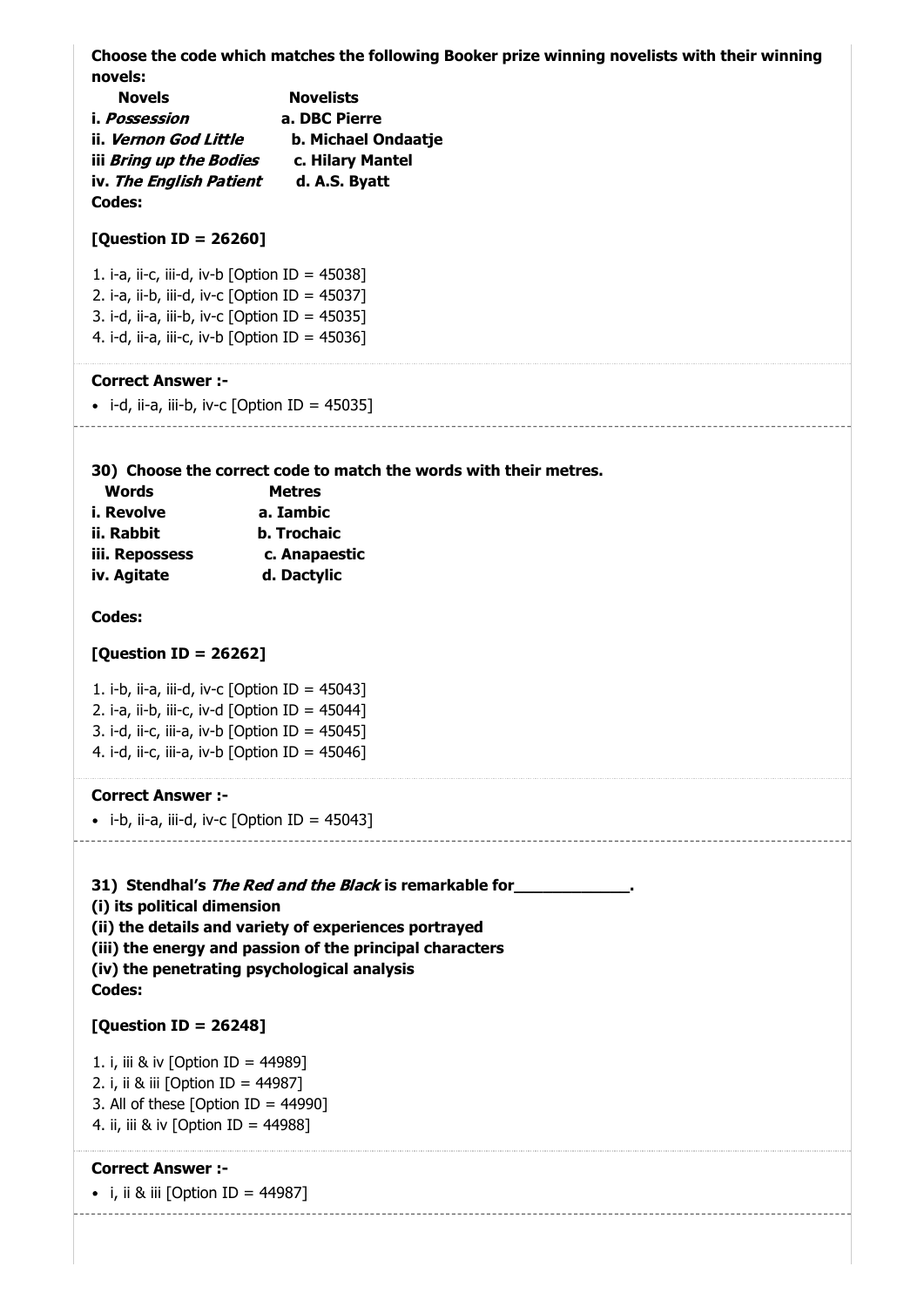**Choose the code which matches the following Booker prize winning novelists with their winning novels:**

| Novels | Novelists |
|---|---|
| i. ***Possession*** | a. DBC Pierre |
| ii. ***Vernon God Little*** | b. Michael Ondaatje |
| iii ***Bring up the Bodies*** | c. Hilary Mantel |
| iv. ***The English Patient*** | d. A.S. Byatt |

**Codes:**

**[Question ID = 26260]**

1. i-a, ii-c, iii-d, iv-b [Option ID = 45038]
2. i-a, ii-b, iii-d, iv-c [Option ID = 45037]
3. i-d, ii-a, iii-b, iv-c [Option ID = 45035]
4. i-d, ii-a, iii-c, iv-b [Option ID = 45036]

**Correct Answer :-**

- i-d, ii-a, iii-b, iv-c [Option ID = 45035]

---

**30) Choose the correct code to match the words with their metres.**

| Words | Metres |
|---|---|
| **i. Revolve** | **a. Iambic** |
| **ii. Rabbit** | **b. Trochaic** |
| **iii. Repossess** | **c. Anapaestic** |
| **iv. Agitate** | **d. Dactylic** |

**Codes:**

**[Question ID = 26262]**

1. i-b, ii-a, iii-d, iv-c [Option ID = 45043]
2. i-a, ii-b, iii-c, iv-d [Option ID = 45044]
3. i-d, ii-c, iii-a, iv-b [Option ID = 45045]
4. i-d, ii-c, iii-a, iv-b [Option ID = 45046]

**Correct Answer :-**

- i-b, ii-a, iii-d, iv-c [Option ID = 45043]

---

**31) Stendhal's *The Red and the Black* is remarkable for_____________.**
**(i) its political dimension**
**(ii) the details and variety of experiences portrayed**
**(iii) the energy and passion of the principal characters**
**(iv) the penetrating psychological analysis**
**Codes:**

**[Question ID = 26248]**

1. i, iii & iv [Option ID = 44989]
2. i, ii & iii [Option ID = 44987]
3. All of these [Option ID = 44990]
4. ii, iii & iv [Option ID = 44988]

**Correct Answer :-**

- i, ii & iii [Option ID = 44987]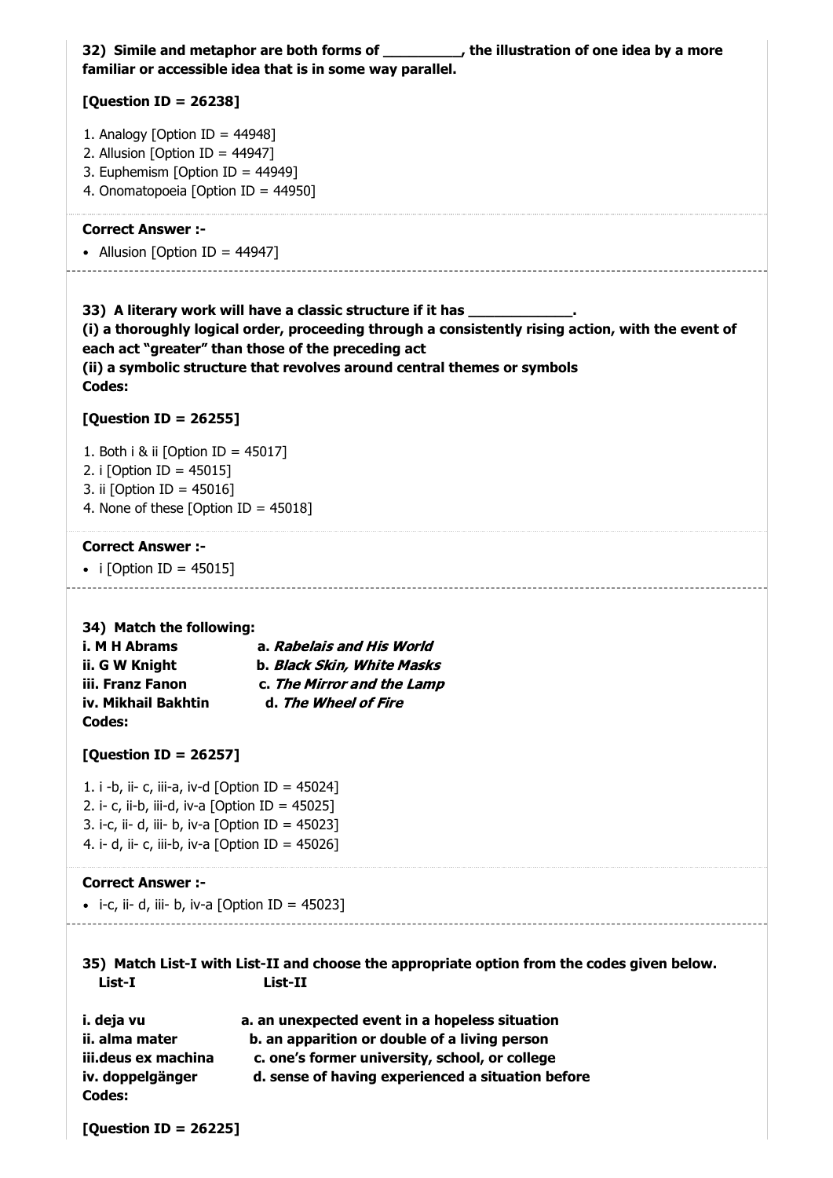**32) Simile and metaphor are both forms of _________, the illustration of one idea by a more familiar or accessible idea that is in some way parallel.**

**[Question ID = 26238]**

1. Analogy [Option ID = 44948]
2. Allusion [Option ID = 44947]
3. Euphemism [Option ID = 44949]
4. Onomatopoeia [Option ID = 44950]

**Correct Answer :-**

- Allusion [Option ID = 44947]

---

**33) A literary work will have a classic structure if it has _____________.**
**(i) a thoroughly logical order, proceeding through a consistently rising action, with the event of each act "greater" than those of the preceding act**
**(ii) a symbolic structure that revolves around central themes or symbols**
**Codes:**

**[Question ID = 26255]**

1. Both i & ii [Option ID = 45017]
2. i [Option ID = 45015]
3. ii [Option ID = 45016]
4. None of these [Option ID = 45018]

**Correct Answer :-**

- i [Option ID = 45015]

---

**34) Match the following:**

| | |
|---|---|
| **i. M H Abrams** | **a. *Rabelais and His World*** |
| **ii. G W Knight** | **b. *Black Skin, White Masks*** |
| **iii. Franz Fanon** | **c. *The Mirror and the Lamp*** |
| **iv. Mikhail Bakhtin** | **d. *The Wheel of Fire*** |

**Codes:**

**[Question ID = 26257]**

1. i -b, ii- c, iii-a, iv-d [Option ID = 45024]
2. i- c, ii-b, iii-d, iv-a [Option ID = 45025]
3. i-c, ii- d, iii- b, iv-a [Option ID = 45023]
4. i- d, ii- c, iii-b, iv-a [Option ID = 45026]

**Correct Answer :-**

- i-c, ii- d, iii- b, iv-a [Option ID = 45023]

---

**35) Match List-I with List-II and choose the appropriate option from the codes given below.**

| List-I | List-II |
|---|---|
| **i. deja vu** | **a. an unexpected event in a hopeless situation** |
| **ii. alma mater** | **b. an apparition or double of a living person** |
| **iii.deus ex machina** | **c. one's former university, school, or college** |
| **iv. doppelgänger** | **d. sense of having experienced a situation before** |

**Codes:**

**[Question ID = 26225]**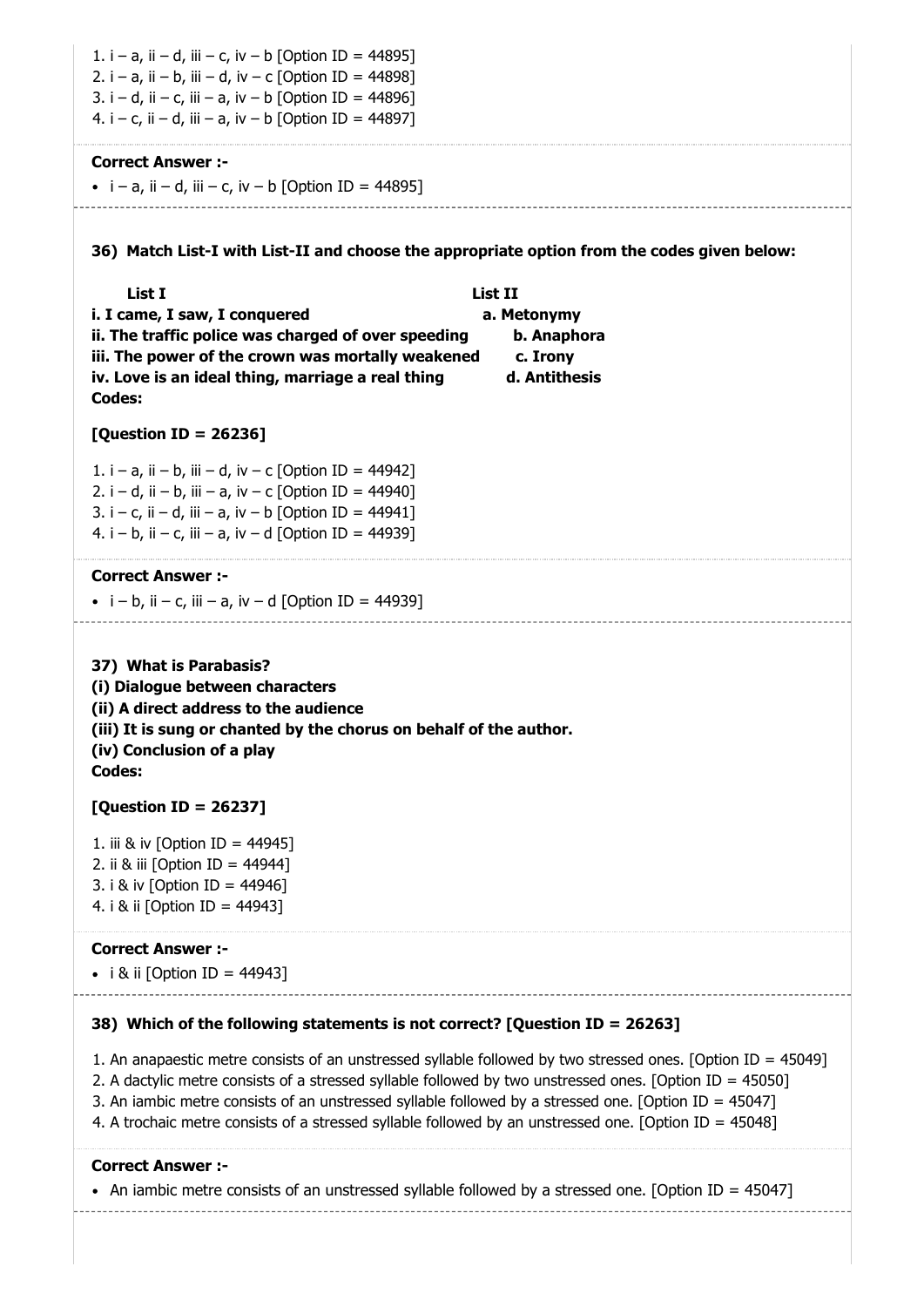1. i – a, ii – d, iii – c, iv – b [Option ID = 44895]
2. i – a, ii – b, iii – d, iv – c [Option ID = 44898]
3. i – d, ii – c, iii – a, iv – b [Option ID = 44896]
4. i – c, ii – d, iii – a, iv – b [Option ID = 44897]

**Correct Answer :-**

- i – a, ii – d, iii – c, iv – b [Option ID = 44895]

**36) Match List-I with List-II and choose the appropriate option from the codes given below:**

| List I | List II |
|---|---|
| **i. I came, I saw, I conquered** | **a. Metonymy** |
| **ii. The traffic police was charged of over speeding** | **b. Anaphora** |
| **iii. The power of the crown was mortally weakened** | **c. Irony** |
| **iv. Love is an ideal thing, marriage a real thing** | **d. Antithesis** |

**Codes:**

**[Question ID = 26236]**

1. i – a, ii – b, iii – d, iv – c [Option ID = 44942]
2. i – d, ii – b, iii – a, iv – c [Option ID = 44940]
3. i – c, ii – d, iii – a, iv – b [Option ID = 44941]
4. i – b, ii – c, iii – a, iv – d [Option ID = 44939]

**Correct Answer :-**

- i – b, ii – c, iii – a, iv – d [Option ID = 44939]

**37) What is Parabasis?**
**(i) Dialogue between characters**
**(ii) A direct address to the audience**
**(iii) It is sung or chanted by the chorus on behalf of the author.**
**(iv) Conclusion of a play**
**Codes:**

**[Question ID = 26237]**

1. iii & iv [Option ID = 44945]
2. ii & iii [Option ID = 44944]
3. i & iv [Option ID = 44946]
4. i & ii [Option ID = 44943]

**Correct Answer :-**

- i & ii [Option ID = 44943]

**38) Which of the following statements is not correct? [Question ID = 26263]**

1. An anapaestic metre consists of an unstressed syllable followed by two stressed ones. [Option ID = 45049]
2. A dactylic metre consists of a stressed syllable followed by two unstressed ones. [Option ID = 45050]
3. An iambic metre consists of an unstressed syllable followed by a stressed one. [Option ID = 45047]
4. A trochaic metre consists of a stressed syllable followed by an unstressed one. [Option ID = 45048]

**Correct Answer :-**

- An iambic metre consists of an unstressed syllable followed by a stressed one. [Option ID = 45047]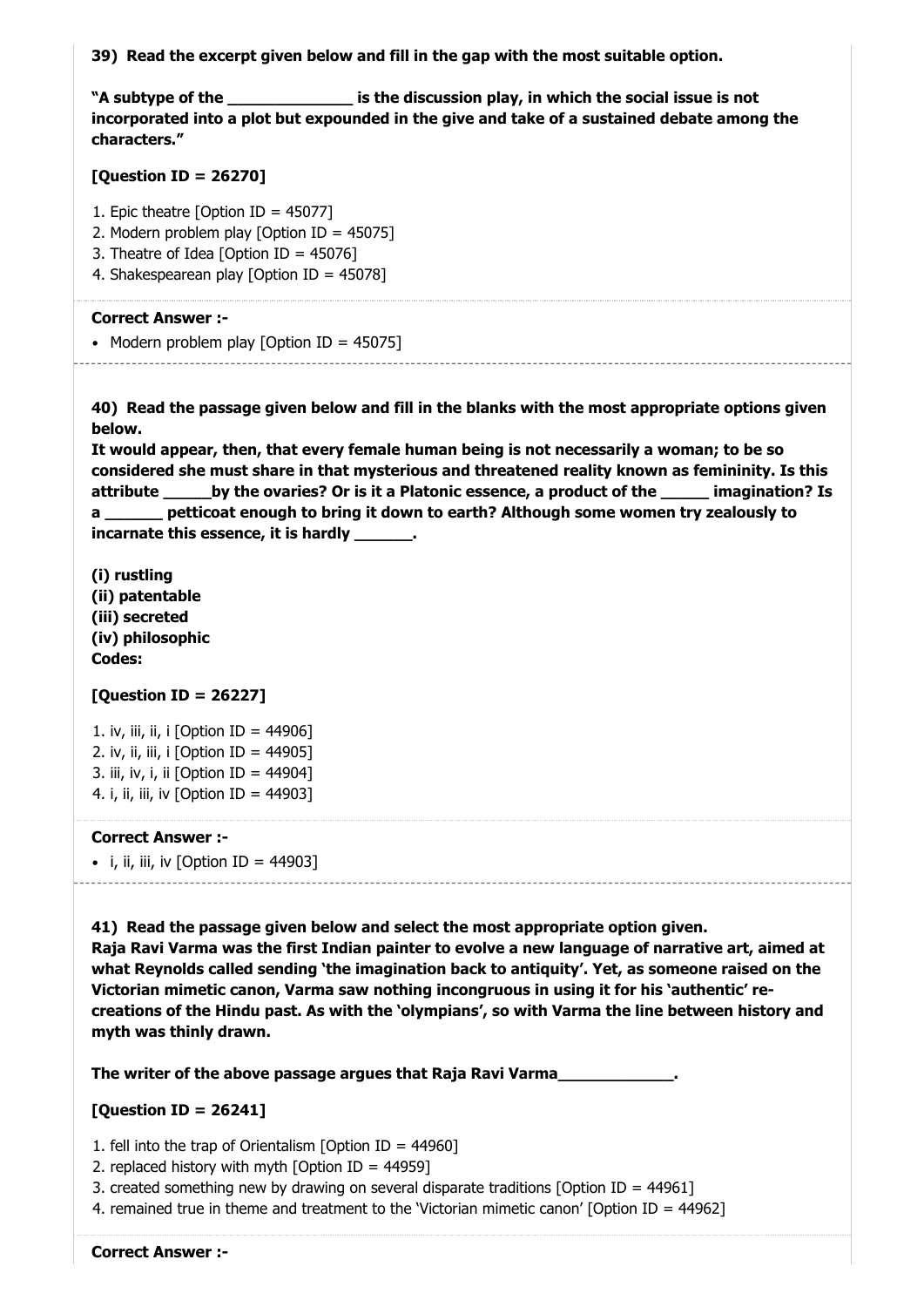**39) Read the excerpt given below and fill in the gap with the most suitable option.**

**"A subtype of the ______________ is the discussion play, in which the social issue is not incorporated into a plot but expounded in the give and take of a sustained debate among the characters."**

**[Question ID = 26270]**

1. Epic theatre [Option ID = 45077]
2. Modern problem play [Option ID = 45075]
3. Theatre of Idea [Option ID = 45076]
4. Shakespearean play [Option ID = 45078]

**Correct Answer :-**

- Modern problem play [Option ID = 45075]

---

**40) Read the passage given below and fill in the blanks with the most appropriate options given below.**
**It would appear, then, that every female human being is not necessarily a woman; to be so considered she must share in that mysterious and threatened reality known as femininity. Is this attribute _____by the ovaries? Or is it a Platonic essence, a product of the _____ imagination? Is a ______ petticoat enough to bring it down to earth? Although some women try zealously to incarnate this essence, it is hardly ______.**

**(i) rustling**
**(ii) patentable**
**(iii) secreted**
**(iv) philosophic**
**Codes:**

**[Question ID = 26227]**

1. iv, iii, ii, i [Option ID = 44906]
2. iv, ii, iii, i [Option ID = 44905]
3. iii, iv, i, ii [Option ID = 44904]
4. i, ii, iii, iv [Option ID = 44903]

**Correct Answer :-**

- i, ii, iii, iv [Option ID = 44903]

---

**41) Read the passage given below and select the most appropriate option given.**
**Raja Ravi Varma was the first Indian painter to evolve a new language of narrative art, aimed at what Reynolds called sending 'the imagination back to antiquity'. Yet, as someone raised on the Victorian mimetic canon, Varma saw nothing incongruous in using it for his 'authentic' re-creations of the Hindu past. As with the 'olympians', so with Varma the line between history and myth was thinly drawn.**

**The writer of the above passage argues that Raja Ravi Varma_____________.**

**[Question ID = 26241]**

1. fell into the trap of Orientalism [Option ID = 44960]
2. replaced history with myth [Option ID = 44959]
3. created something new by drawing on several disparate traditions [Option ID = 44961]
4. remained true in theme and treatment to the 'Victorian mimetic canon' [Option ID = 44962]

**Correct Answer :-**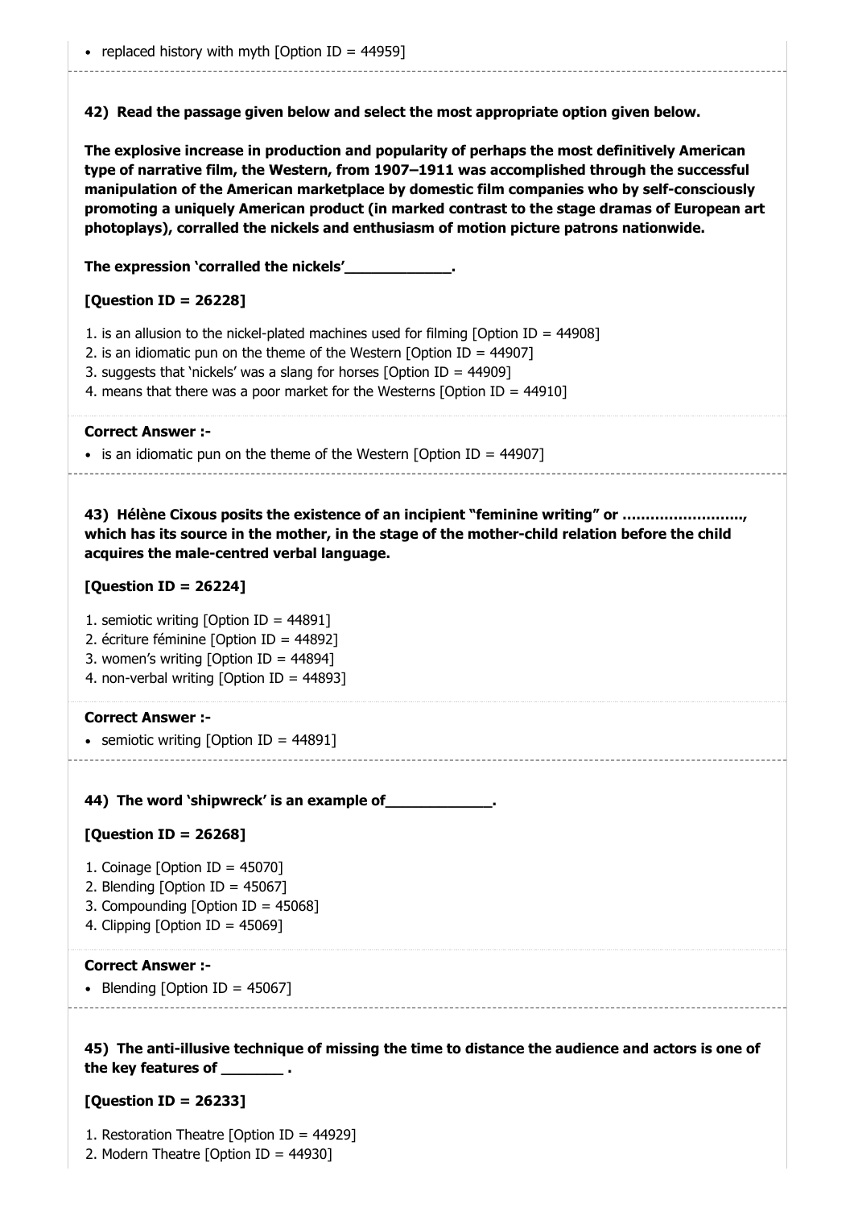- replaced history with myth [Option ID = 44959]

**42) Read the passage given below and select the most appropriate option given below.**

**The explosive increase in production and popularity of perhaps the most definitively American type of narrative film, the Western, from 1907–1911 was accomplished through the successful manipulation of the American marketplace by domestic film companies who by self-consciously promoting a uniquely American product (in marked contrast to the stage dramas of European art photoplays), corralled the nickels and enthusiasm of motion picture patrons nationwide.**

**The expression 'corralled the nickels'____________.**

**[Question ID = 26228]**

1. is an allusion to the nickel-plated machines used for filming [Option ID = 44908]
2. is an idiomatic pun on the theme of the Western [Option ID = 44907]
3. suggests that 'nickels' was a slang for horses [Option ID = 44909]
4. means that there was a poor market for the Westerns [Option ID = 44910]

**Correct Answer :-**

- is an idiomatic pun on the theme of the Western [Option ID = 44907]

**43) Hélène Cixous posits the existence of an incipient "feminine writing" or ……………………., which has its source in the mother, in the stage of the mother-child relation before the child acquires the male-centred verbal language.**

**[Question ID = 26224]**

1. semiotic writing [Option ID = 44891]
2. écriture féminine [Option ID = 44892]
3. women's writing [Option ID = 44894]
4. non-verbal writing [Option ID = 44893]

**Correct Answer :-**

- semiotic writing [Option ID = 44891]

**44) The word 'shipwreck' is an example of____________.**

**[Question ID = 26268]**

1. Coinage [Option ID = 45070]
2. Blending [Option ID = 45067]
3. Compounding [Option ID = 45068]
4. Clipping [Option ID = 45069]

**Correct Answer :-**

- Blending [Option ID = 45067]

**45) The anti-illusive technique of missing the time to distance the audience and actors is one of the key features of _______ .**

**[Question ID = 26233]**

1. Restoration Theatre [Option ID = 44929]
2. Modern Theatre [Option ID = 44930]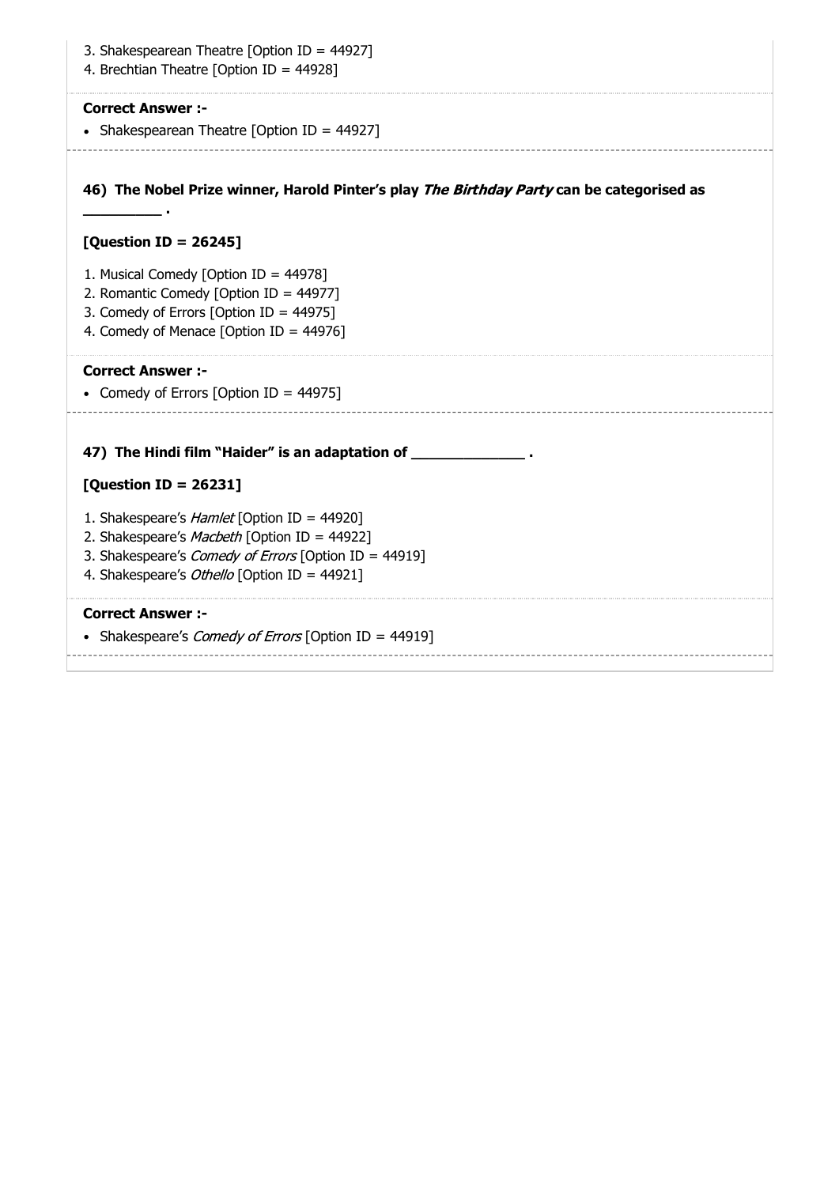3. Shakespearean Theatre [Option ID = 44927]
4. Brechtian Theatre [Option ID = 44928]

**Correct Answer :-**

- Shakespearean Theatre [Option ID = 44927]

**46) The Nobel Prize winner, Harold Pinter's play *The Birthday Party* can be categorised as _________ .**

**[Question ID = 26245]**

1. Musical Comedy [Option ID = 44978]
2. Romantic Comedy [Option ID = 44977]
3. Comedy of Errors [Option ID = 44975]
4. Comedy of Menace [Option ID = 44976]

**Correct Answer :-**

- Comedy of Errors [Option ID = 44975]

**47) The Hindi film "Haider" is an adaptation of _____________ .**

**[Question ID = 26231]**

1. Shakespeare's *Hamlet* [Option ID = 44920]
2. Shakespeare's *Macbeth* [Option ID = 44922]
3. Shakespeare's *Comedy of Errors* [Option ID = 44919]
4. Shakespeare's *Othello* [Option ID = 44921]

**Correct Answer :-**

- Shakespeare's *Comedy of Errors* [Option ID = 44919]